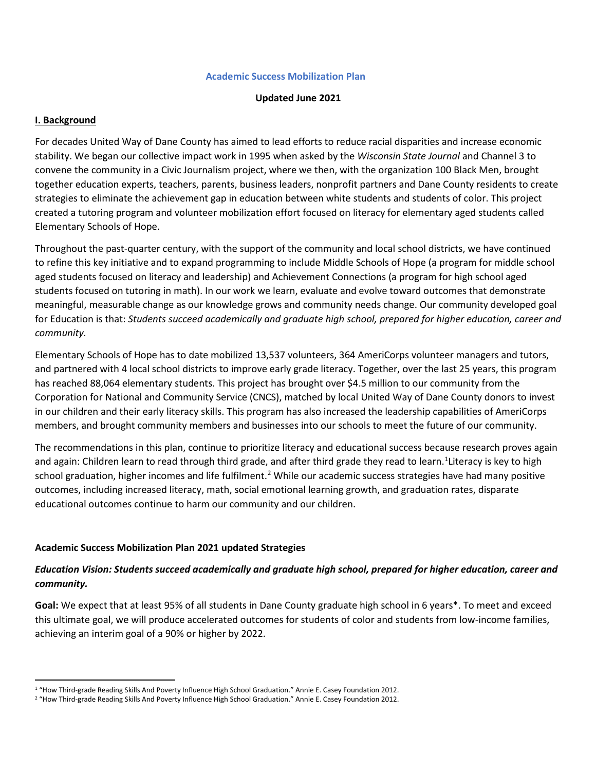# Academic Success Mobilization Plan

**Updated June 2021**

## I. Background

For decades United Way of Dane County has aimed to lead efforts to reduce racial disparities and increase economic stability. We began our collective impact work in 1995 when asked by the *Wisconsin State Journal* and Channel 3 to convene the community in a Civic Journalism project, where we then, with the organization 100 Black Men, brought together education experts, teachers, parents, business leaders, nonprofit partners and Dane County residents to create strategies to eliminate the achievement gap in education between white students and students of color. This project created a tutoring program and volunteer mobilization effort focused on literacy for elementary aged students called Elementary Schools of Hope.

Throughout the past-quarter century, with the support of the community and local school districts, we have continued to refine this key initiative and to expand programming to include Middle Schools of Hope (a program for middle school aged students focused on literacy and leadership) and Achievement Connections (a program for high school aged students focused on tutoring in math). In our work we learn, evaluate and evolve toward outcomes that demonstrate meaningful, measurable change as our knowledge grows and community needs change. Our community developed goal for Education is that: *Students succeed academically and graduate high school, prepared for higher education, career and community.*

Elementary Schools of Hope has to date mobilized 13,537 volunteers, 364 AmeriCorps volunteer managers and tutors, and partnered with 4 local school districts to improve early grade literacy. Together, over the last 25 years, this program has reached 88,064 elementary students. This project has brought over $4.5 million to our community from the Corporation for National and Community Service (CNCS), matched by local United Way of Dane County donors to invest in our children and their early literacy skills. This program has also increased the leadership capabilities of AmeriCorps members, and brought community members and businesses into our schools to meet the future of our community.

The recommendations in this plan, continue to prioritize literacy and educational success because research proves again and again: Children learn to read through third grade, and after third grade they read to learn.[1] Literacy is key to high school graduation, higher incomes and life fulfilment.[2] While our academic success strategies have had many positive outcomes, including increased literacy, math, social emotional learning growth, and graduation rates, disparate educational outcomes continue to harm our community and our children.

### Academic Success Mobilization Plan 2021 updated Strategies

***Education Vision: Students succeed academically and graduate high school, prepared for higher education, career and community.***

**Goal:** We expect that at least 95% of all students in Dane County graduate high school in 6 years*. To meet and exceed this ultimate goal, we will produce accelerated outcomes for students of color and students from low-income families, achieving an interim goal of a 90% or higher by 2022.

---

[1] "How Third-grade Reading Skills And Poverty Influence High School Graduation." Annie E. Casey Foundation 2012.

[2] "How Third-grade Reading Skills And Poverty Influence High School Graduation." Annie E. Casey Foundation 2012.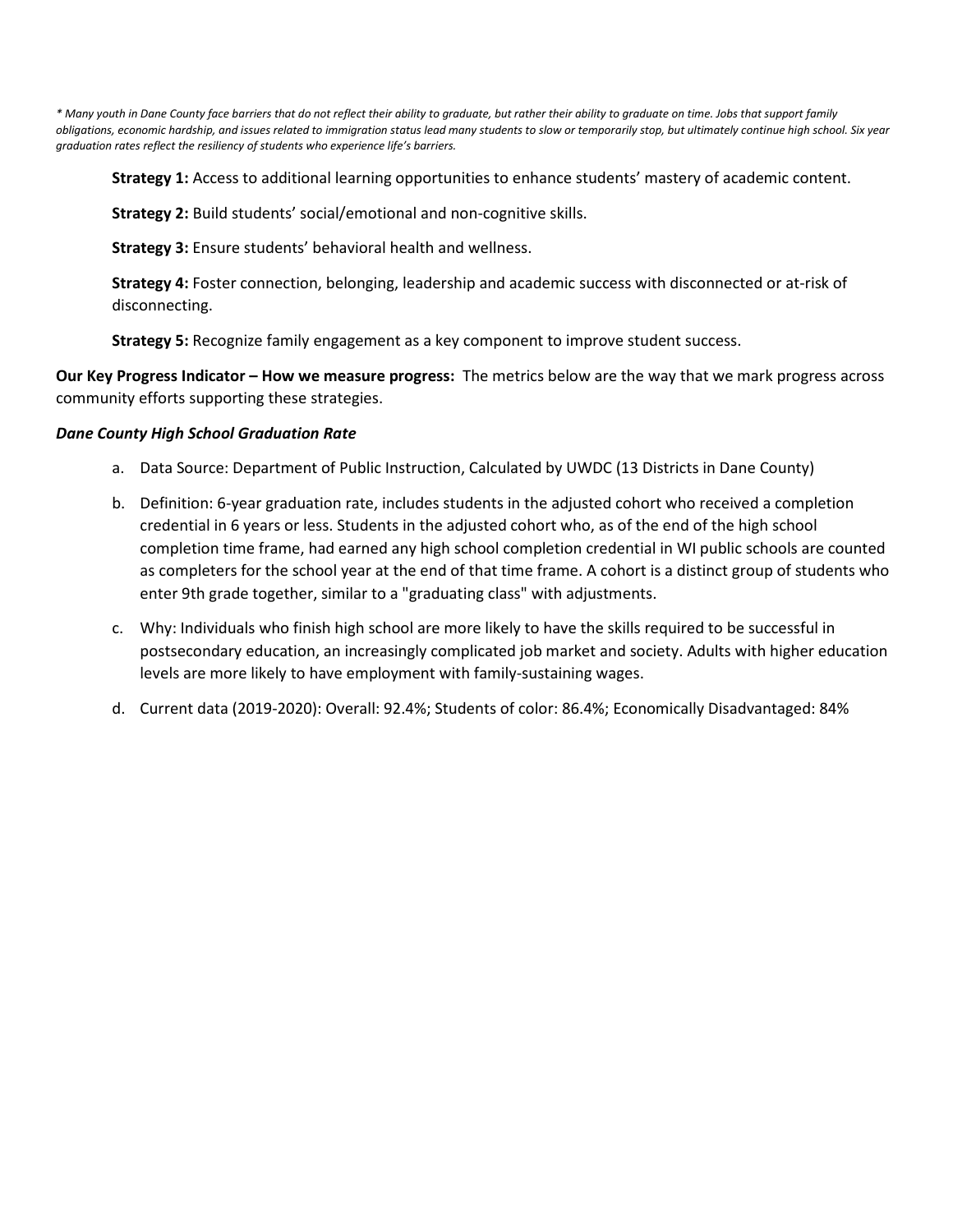*\* Many youth in Dane County face barriers that do not reflect their ability to graduate, but rather their ability to graduate on time. Jobs that support family obligations, economic hardship, and issues related to immigration status lead many students to slow or temporarily stop, but ultimately continue high school. Six year graduation rates reflect the resiliency of students who experience life's barriers.*

**Strategy 1:** Access to additional learning opportunities to enhance students' mastery of academic content.

**Strategy 2:** Build students' social/emotional and non-cognitive skills.

**Strategy 3:** Ensure students' behavioral health and wellness.

**Strategy 4:** Foster connection, belonging, leadership and academic success with disconnected or at-risk of disconnecting.

**Strategy 5:** Recognize family engagement as a key component to improve student success.

**Our Key Progress Indicator – How we measure progress:** The metrics below are the way that we mark progress across community efforts supporting these strategies.

***Dane County High School Graduation Rate***

a. Data Source: Department of Public Instruction, Calculated by UWDC (13 Districts in Dane County)

b. Definition: 6-year graduation rate, includes students in the adjusted cohort who received a completion credential in 6 years or less. Students in the adjusted cohort who, as of the end of the high school completion time frame, had earned any high school completion credential in WI public schools are counted as completers for the school year at the end of that time frame. A cohort is a distinct group of students who enter 9th grade together, similar to a "graduating class" with adjustments.

c. Why: Individuals who finish high school are more likely to have the skills required to be successful in postsecondary education, an increasingly complicated job market and society. Adults with higher education levels are more likely to have employment with family-sustaining wages.

d. Current data (2019-2020): Overall: 92.4%; Students of color: 86.4%; Economically Disadvantaged: 84%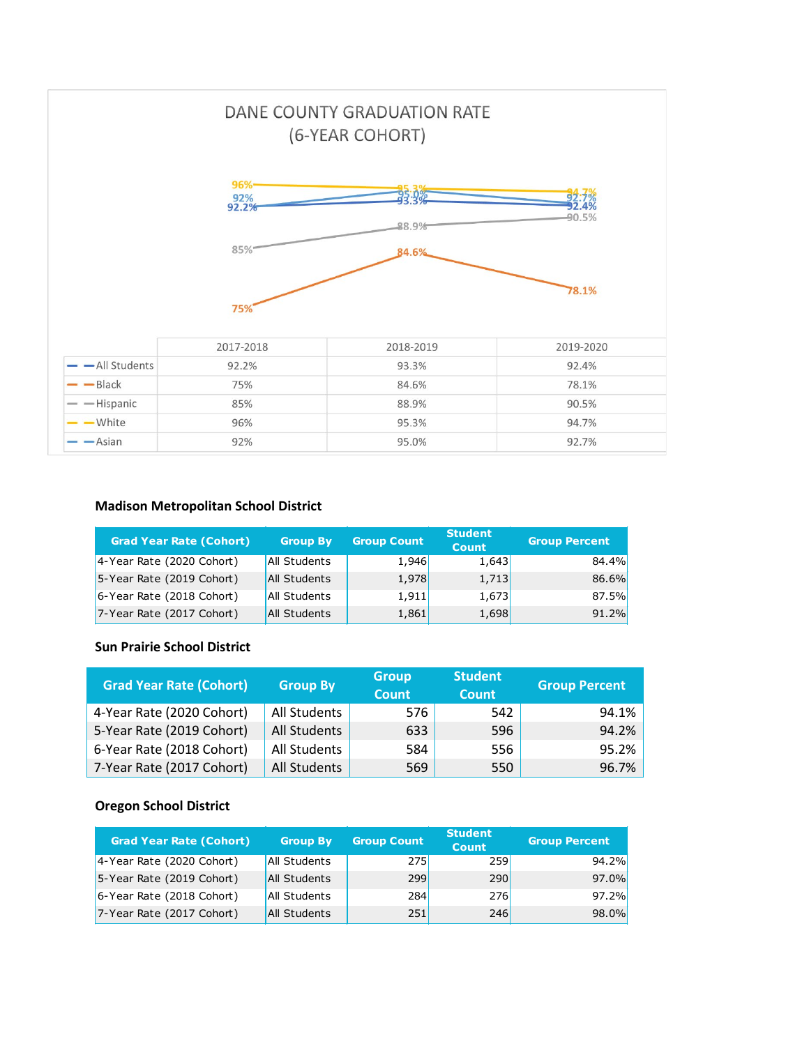## DANE COUNTY GRADUATION RATE (6-YEAR COHORT)

| | 2017-2018 | 2018-2019 | 2019-2020 |
|---|---|---|---|
| All Students | 92.2% | 93.3% | 92.4% |
| Black | 75% | 84.6% | 78.1% |
| Hispanic | 85% | 88.9% | 90.5% |
| White | 96% | 95.3% | 94.7% |
| Asian | 92% | 95.0% | 92.7% |

**Madison Metropolitan School District**

| Grad Year Rate (Cohort) | Group By | Group Count | Student Count | Group Percent |
|---|---|---|---|---|
| 4-Year Rate (2020 Cohort) | All Students | 1,946 | 1,643 | 84.4% |
| 5-Year Rate (2019 Cohort) | All Students | 1,978 | 1,713 | 86.6% |
| 6-Year Rate (2018 Cohort) | All Students | 1,911 | 1,673 | 87.5% |
| 7-Year Rate (2017 Cohort) | All Students | 1,861 | 1,698 | 91.2% |

**Sun Prairie School District**

| Grad Year Rate (Cohort) | Group By | Group Count | Student Count | Group Percent |
|---|---|---|---|---|
| 4-Year Rate (2020 Cohort) | All Students | 576 | 542 | 94.1% |
| 5-Year Rate (2019 Cohort) | All Students | 633 | 596 | 94.2% |
| 6-Year Rate (2018 Cohort) | All Students | 584 | 556 | 95.2% |
| 7-Year Rate (2017 Cohort) | All Students | 569 | 550 | 96.7% |

**Oregon School District**

| Grad Year Rate (Cohort) | Group By | Group Count | Student Count | Group Percent |
|---|---|---|---|---|
| 4-Year Rate (2020 Cohort) | All Students | 275 | 259 | 94.2% |
| 5-Year Rate (2019 Cohort) | All Students | 299 | 290 | 97.0% |
| 6-Year Rate (2018 Cohort) | All Students | 284 | 276 | 97.2% |
| 7-Year Rate (2017 Cohort) | All Students | 251 | 246 | 98.0% |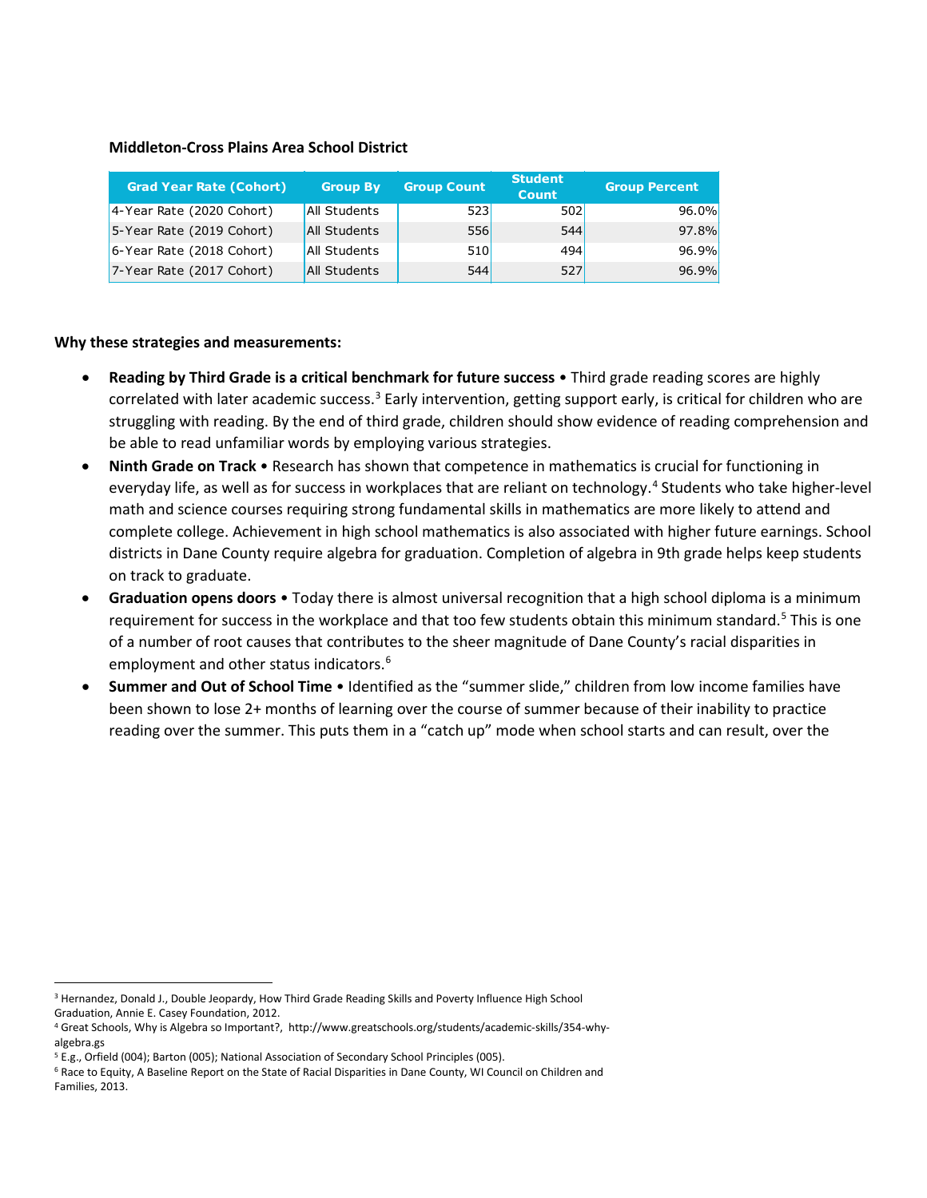**Middleton-Cross Plains Area School District**

| Grad Year Rate (Cohort) | Group By | Group Count | Student Count | Group Percent |
|---|---|---|---|---|
| 4-Year Rate (2020 Cohort) | All Students | 523 | 502 | 96.0% |
| 5-Year Rate (2019 Cohort) | All Students | 556 | 544 | 97.8% |
| 6-Year Rate (2018 Cohort) | All Students | 510 | 494 | 96.9% |
| 7-Year Rate (2017 Cohort) | All Students | 544 | 527 | 96.9% |

**Why these strategies and measurements:**

- **Reading by Third Grade is a critical benchmark for future success** • Third grade reading scores are highly correlated with later academic success.[3] Early intervention, getting support early, is critical for children who are struggling with reading. By the end of third grade, children should show evidence of reading comprehension and be able to read unfamiliar words by employing various strategies.
- **Ninth Grade on Track** • Research has shown that competence in mathematics is crucial for functioning in everyday life, as well as for success in workplaces that are reliant on technology.[4] Students who take higher-level math and science courses requiring strong fundamental skills in mathematics are more likely to attend and complete college. Achievement in high school mathematics is also associated with higher future earnings. School districts in Dane County require algebra for graduation. Completion of algebra in 9th grade helps keep students on track to graduate.
- **Graduation opens doors** • Today there is almost universal recognition that a high school diploma is a minimum requirement for success in the workplace and that too few students obtain this minimum standard.[5] This is one of a number of root causes that contributes to the sheer magnitude of Dane County's racial disparities in employment and other status indicators.[6]
- **Summer and Out of School Time** • Identified as the "summer slide," children from low income families have been shown to lose 2+ months of learning over the course of summer because of their inability to practice reading over the summer. This puts them in a "catch up" mode when school starts and can result, over the

---

[3] Hernandez, Donald J., Double Jeopardy, How Third Grade Reading Skills and Poverty Influence High School Graduation, Annie E. Casey Foundation, 2012.

[4] Great Schools, Why is Algebra so Important?, http://www.greatschools.org/students/academic-skills/354-why-algebra.gs

[5] E.g., Orfield (004); Barton (005); National Association of Secondary School Principles (005).

[6] Race to Equity, A Baseline Report on the State of Racial Disparities in Dane County, WI Council on Children and Families, 2013.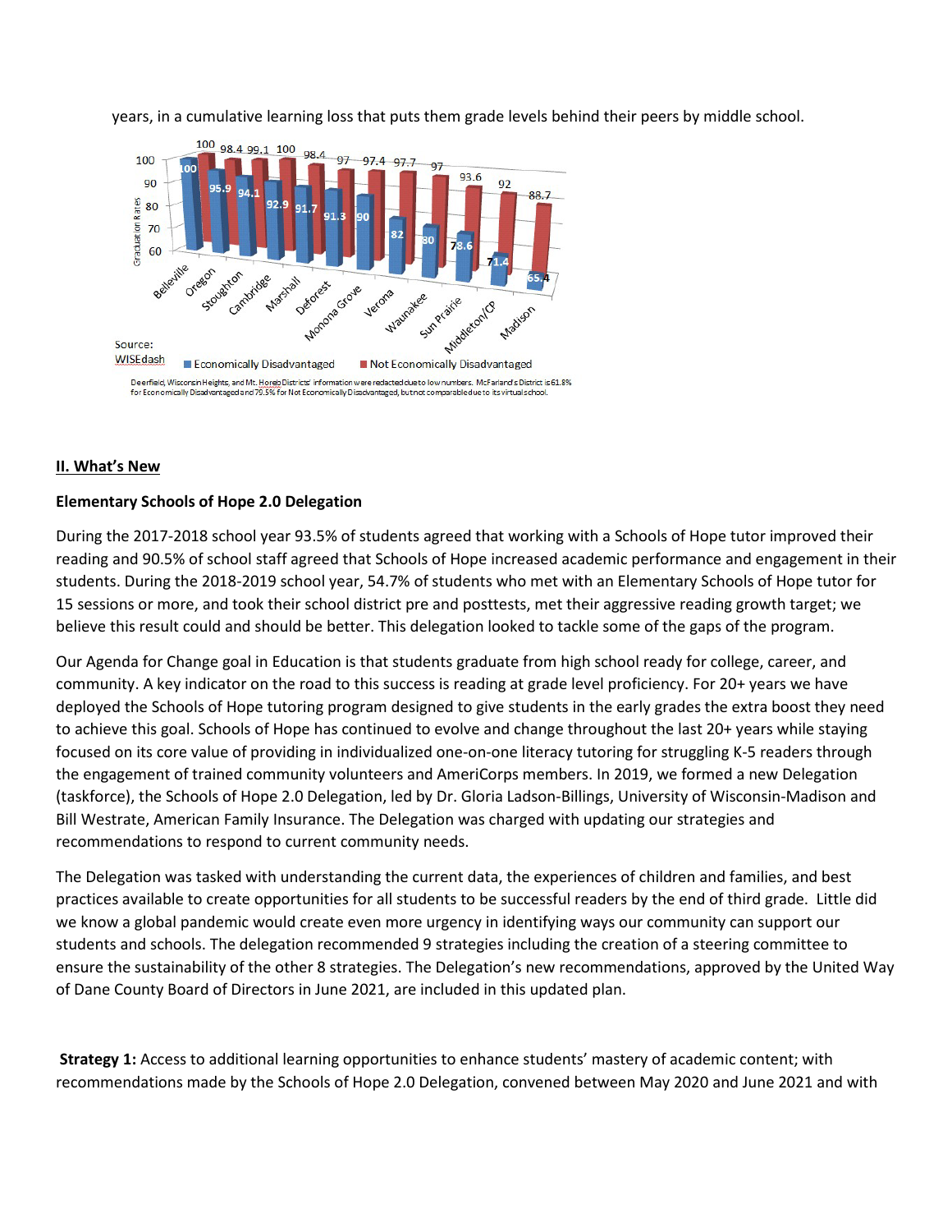years, in a cumulative learning loss that puts them grade levels behind their peers by middle school.

| District | Economically Disadvantaged | Not Economically Disadvantaged |
|---|---|---|
| Belleville | 100 | 100 |
| Oregon | 95.9 | 98.4 |
| Stoughton | 94.1 | 99.1 |
| Cambridge | 92.9 | 100 |
| Marshall | 91.7 | 98.4 |
| Deforest | 91.3 | 97 |
| Monona Grove | 90 | 97.4 |
| Verona | 82 | 97.7 |
| Waunakee | 80 | 97 |
| Sun Prairie | 73.6 | 93.6 |
| Middleton/CP | 71.4 | 92 |
| Madison | 65.4 | 88.7 |

Graduation Rates

Source: WISEdash

Deerfield, Wisconsin Heights, and Mt. Horeb Districts' information were redacted due to low numbers. McFarland's District is 61.8% for Economically Disadvantaged and 79.5% for Not Economically Disadvantaged, but not comparable due to its virtual school.

## II. What's New

### Elementary Schools of Hope 2.0 Delegation

During the 2017-2018 school year 93.5% of students agreed that working with a Schools of Hope tutor improved their reading and 90.5% of school staff agreed that Schools of Hope increased academic performance and engagement in their students. During the 2018-2019 school year, 54.7% of students who met with an Elementary Schools of Hope tutor for 15 sessions or more, and took their school district pre and posttests, met their aggressive reading growth target; we believe this result could and should be better. This delegation looked to tackle some of the gaps of the program.

Our Agenda for Change goal in Education is that students graduate from high school ready for college, career, and community. A key indicator on the road to this success is reading at grade level proficiency. For 20+ years we have deployed the Schools of Hope tutoring program designed to give students in the early grades the extra boost they need to achieve this goal. Schools of Hope has continued to evolve and change throughout the last 20+ years while staying focused on its core value of providing in individualized one-on-one literacy tutoring for struggling K-5 readers through the engagement of trained community volunteers and AmeriCorps members. In 2019, we formed a new Delegation (taskforce), the Schools of Hope 2.0 Delegation, led by Dr. Gloria Ladson-Billings, University of Wisconsin-Madison and Bill Westrate, American Family Insurance. The Delegation was charged with updating our strategies and recommendations to respond to current community needs.

The Delegation was tasked with understanding the current data, the experiences of children and families, and best practices available to create opportunities for all students to be successful readers by the end of third grade. Little did we know a global pandemic would create even more urgency in identifying ways our community can support our students and schools. The delegation recommended 9 strategies including the creation of a steering committee to ensure the sustainability of the other 8 strategies. The Delegation's new recommendations, approved by the United Way of Dane County Board of Directors in June 2021, are included in this updated plan.

**Strategy 1:** Access to additional learning opportunities to enhance students' mastery of academic content; with recommendations made by the Schools of Hope 2.0 Delegation, convened between May 2020 and June 2021 and with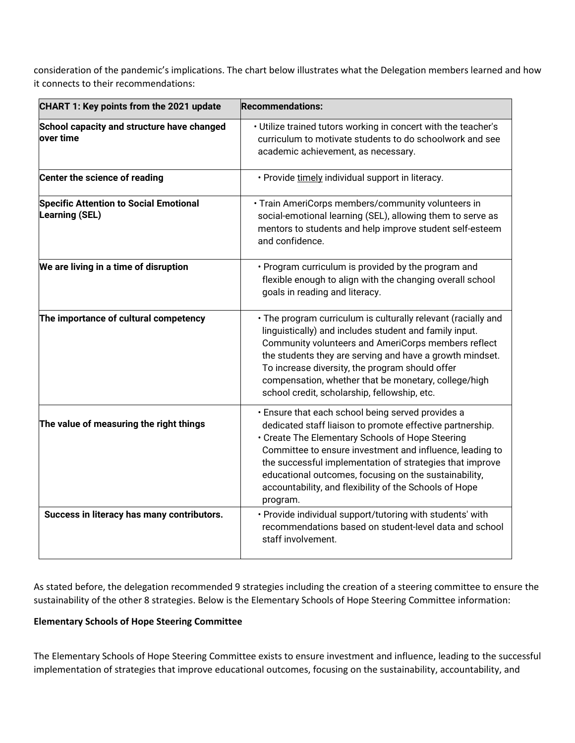consideration of the pandemic's implications. The chart below illustrates what the Delegation members learned and how it connects to their recommendations:

| **CHART 1: Key points from the 2021 update** | **Recommendations:** |
| --- | --- |
| **School capacity and structure have changed over time** | • Utilize trained tutors working in concert with the teacher's curriculum to motivate students to do schoolwork and see academic achievement, as necessary. |
| **Center the science of reading** | • Provide timely individual support in literacy. |
| **Specific Attention to Social Emotional Learning (SEL)** | • Train AmeriCorps members/community volunteers in social-emotional learning (SEL), allowing them to serve as mentors to students and help improve student self-esteem and confidence. |
| **We are living in a time of disruption** | • Program curriculum is provided by the program and flexible enough to align with the changing overall school goals in reading and literacy. |
| **The importance of cultural competency** | • The program curriculum is culturally relevant (racially and linguistically) and includes student and family input. Community volunteers and AmeriCorps members reflect the students they are serving and have a growth mindset. To increase diversity, the program should offer compensation, whether that be monetary, college/high school credit, scholarship, fellowship, etc. |
| **The value of measuring the right things** | • Ensure that each school being served provides a dedicated staff liaison to promote effective partnership. • Create The Elementary Schools of Hope Steering Committee to ensure investment and influence, leading to the successful implementation of strategies that improve educational outcomes, focusing on the sustainability, accountability, and flexibility of the Schools of Hope program. |
| **Success in literacy has many contributors.** | • Provide individual support/tutoring with students' with recommendations based on student-level data and school staff involvement. |

As stated before, the delegation recommended 9 strategies including the creation of a steering committee to ensure the sustainability of the other 8 strategies. Below is the Elementary Schools of Hope Steering Committee information:

**Elementary Schools of Hope Steering Committee**

The Elementary Schools of Hope Steering Committee exists to ensure investment and influence, leading to the successful implementation of strategies that improve educational outcomes, focusing on the sustainability, accountability, and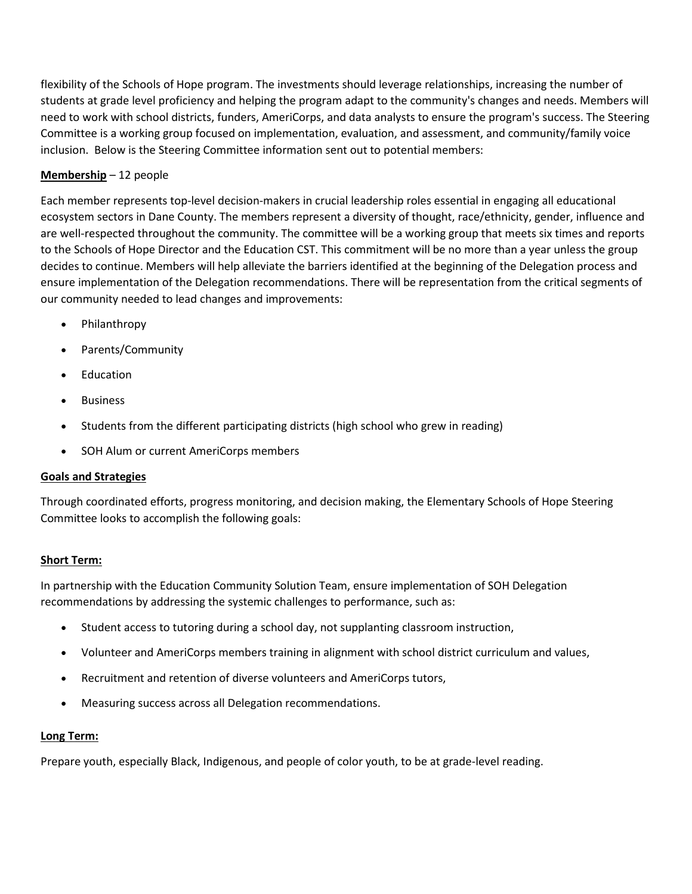flexibility of the Schools of Hope program. The investments should leverage relationships, increasing the number of students at grade level proficiency and helping the program adapt to the community's changes and needs. Members will need to work with school districts, funders, AmeriCorps, and data analysts to ensure the program's success. The Steering Committee is a working group focused on implementation, evaluation, and assessment, and community/family voice inclusion. Below is the Steering Committee information sent out to potential members:

**Membership** – 12 people

Each member represents top-level decision-makers in crucial leadership roles essential in engaging all educational ecosystem sectors in Dane County. The members represent a diversity of thought, race/ethnicity, gender, influence and are well-respected throughout the community. The committee will be a working group that meets six times and reports to the Schools of Hope Director and the Education CST. This commitment will be no more than a year unless the group decides to continue. Members will help alleviate the barriers identified at the beginning of the Delegation process and ensure implementation of the Delegation recommendations. There will be representation from the critical segments of our community needed to lead changes and improvements:

- Philanthropy
- Parents/Community
- Education
- Business
- Students from the different participating districts (high school who grew in reading)
- SOH Alum or current AmeriCorps members

**Goals and Strategies**

Through coordinated efforts, progress monitoring, and decision making, the Elementary Schools of Hope Steering Committee looks to accomplish the following goals:

**Short Term:**

In partnership with the Education Community Solution Team, ensure implementation of SOH Delegation recommendations by addressing the systemic challenges to performance, such as:

- Student access to tutoring during a school day, not supplanting classroom instruction,
- Volunteer and AmeriCorps members training in alignment with school district curriculum and values,
- Recruitment and retention of diverse volunteers and AmeriCorps tutors,
- Measuring success across all Delegation recommendations.

**Long Term:**

Prepare youth, especially Black, Indigenous, and people of color youth, to be at grade-level reading.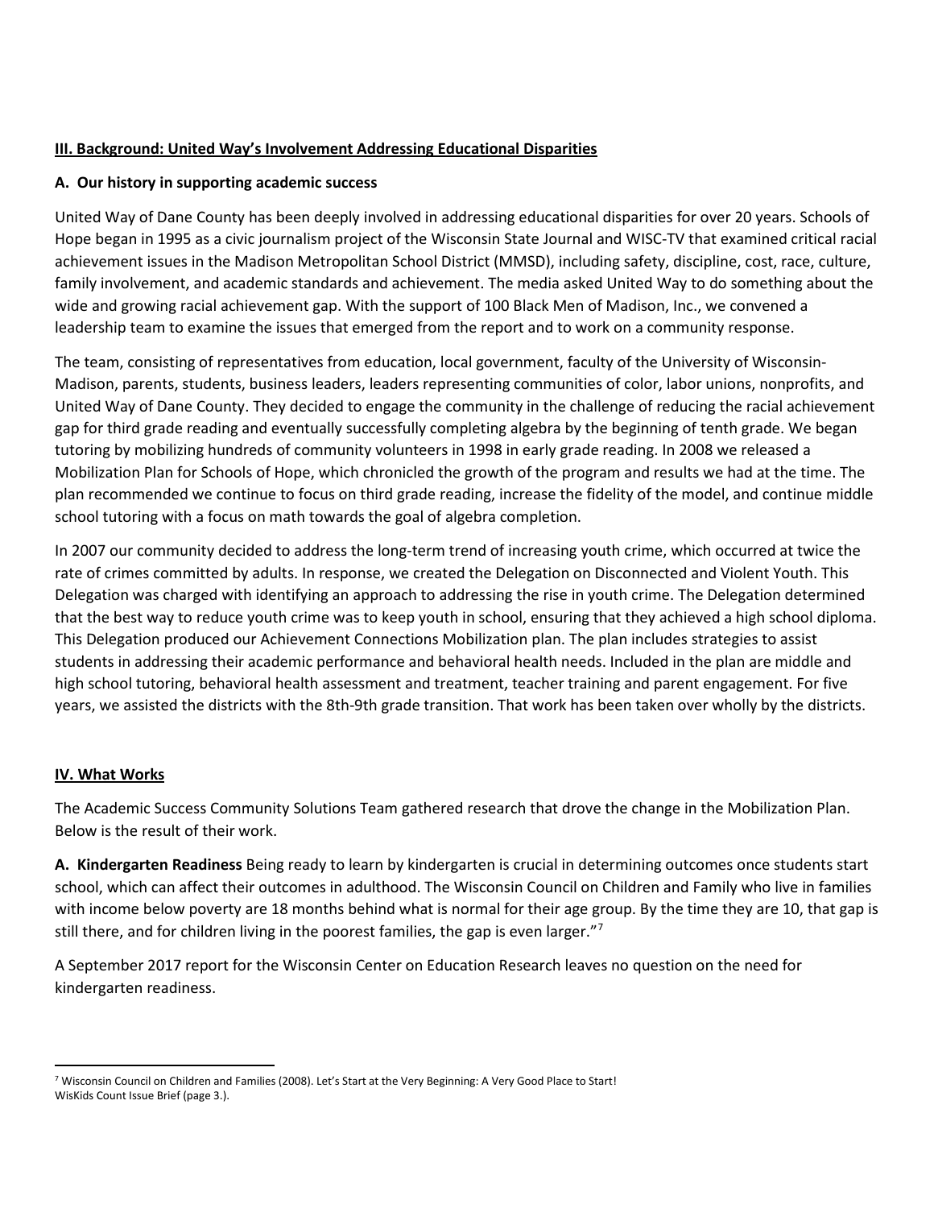## III. Background: United Way's Involvement Addressing Educational Disparities

### A. Our history in supporting academic success

United Way of Dane County has been deeply involved in addressing educational disparities for over 20 years. Schools of Hope began in 1995 as a civic journalism project of the Wisconsin State Journal and WISC-TV that examined critical racial achievement issues in the Madison Metropolitan School District (MMSD), including safety, discipline, cost, race, culture, family involvement, and academic standards and achievement. The media asked United Way to do something about the wide and growing racial achievement gap. With the support of 100 Black Men of Madison, Inc., we convened a leadership team to examine the issues that emerged from the report and to work on a community response.

The team, consisting of representatives from education, local government, faculty of the University of Wisconsin-Madison, parents, students, business leaders, leaders representing communities of color, labor unions, nonprofits, and United Way of Dane County. They decided to engage the community in the challenge of reducing the racial achievement gap for third grade reading and eventually successfully completing algebra by the beginning of tenth grade. We began tutoring by mobilizing hundreds of community volunteers in 1998 in early grade reading. In 2008 we released a Mobilization Plan for Schools of Hope, which chronicled the growth of the program and results we had at the time. The plan recommended we continue to focus on third grade reading, increase the fidelity of the model, and continue middle school tutoring with a focus on math towards the goal of algebra completion.

In 2007 our community decided to address the long-term trend of increasing youth crime, which occurred at twice the rate of crimes committed by adults. In response, we created the Delegation on Disconnected and Violent Youth. This Delegation was charged with identifying an approach to addressing the rise in youth crime. The Delegation determined that the best way to reduce youth crime was to keep youth in school, ensuring that they achieved a high school diploma. This Delegation produced our Achievement Connections Mobilization plan. The plan includes strategies to assist students in addressing their academic performance and behavioral health needs. Included in the plan are middle and high school tutoring, behavioral health assessment and treatment, teacher training and parent engagement. For five years, we assisted the districts with the 8th-9th grade transition. That work has been taken over wholly by the districts.

## IV. What Works

The Academic Success Community Solutions Team gathered research that drove the change in the Mobilization Plan. Below is the result of their work.

**A. Kindergarten Readiness** Being ready to learn by kindergarten is crucial in determining outcomes once students start school, which can affect their outcomes in adulthood. The Wisconsin Council on Children and Family who live in families with income below poverty are 18 months behind what is normal for their age group. By the time they are 10, that gap is still there, and for children living in the poorest families, the gap is even larger."[7]

A September 2017 report for the Wisconsin Center on Education Research leaves no question on the need for kindergarten readiness.

---

[7] Wisconsin Council on Children and Families (2008). Let's Start at the Very Beginning: A Very Good Place to Start! WisKids Count Issue Brief (page 3.).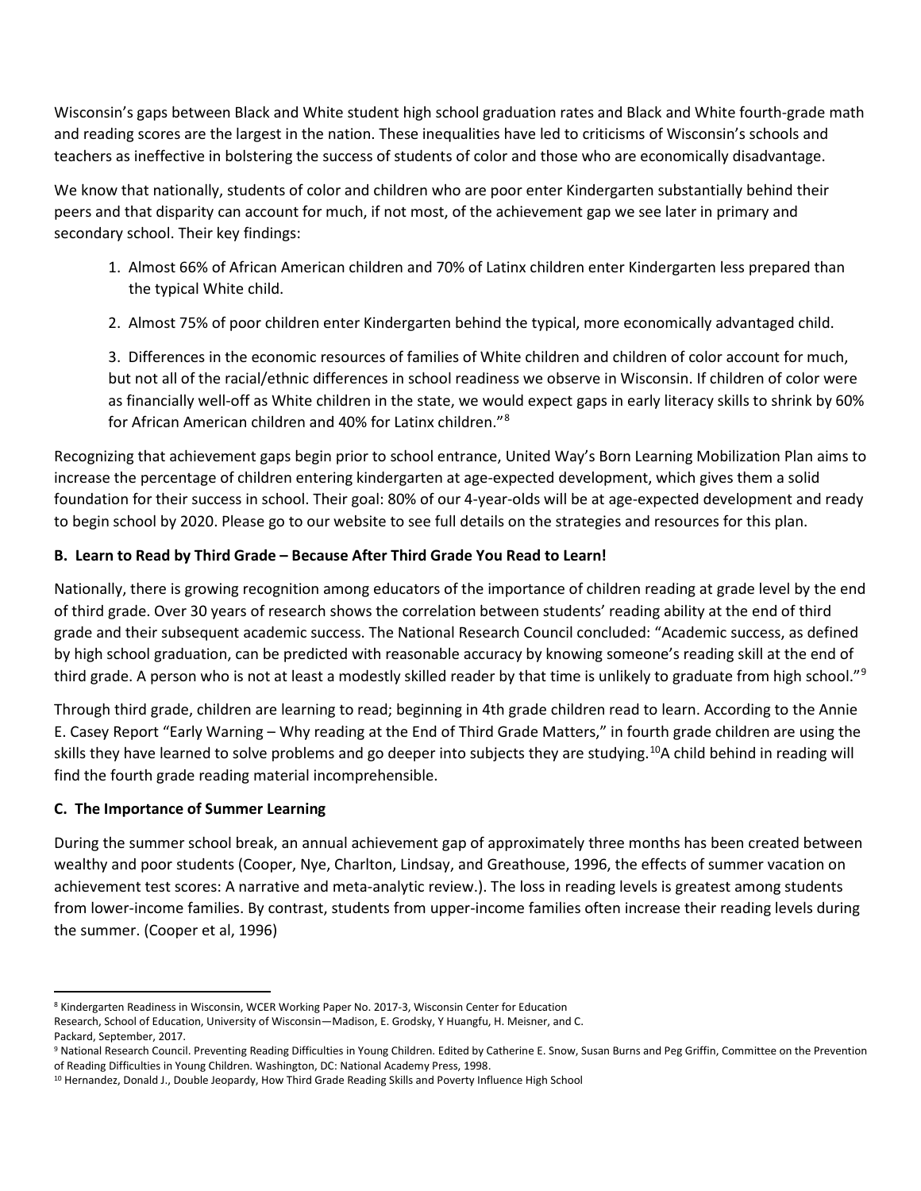Wisconsin's gaps between Black and White student high school graduation rates and Black and White fourth-grade math and reading scores are the largest in the nation. These inequalities have led to criticisms of Wisconsin's schools and teachers as ineffective in bolstering the success of students of color and those who are economically disadvantage.

We know that nationally, students of color and children who are poor enter Kindergarten substantially behind their peers and that disparity can account for much, if not most, of the achievement gap we see later in primary and secondary school. Their key findings:

1. Almost 66% of African American children and 70% of Latinx children enter Kindergarten less prepared than the typical White child.

2. Almost 75% of poor children enter Kindergarten behind the typical, more economically advantaged child.

3. Differences in the economic resources of families of White children and children of color account for much, but not all of the racial/ethnic differences in school readiness we observe in Wisconsin. If children of color were as financially well-off as White children in the state, we would expect gaps in early literacy skills to shrink by 60% for African American children and 40% for Latinx children."[8]

Recognizing that achievement gaps begin prior to school entrance, United Way's Born Learning Mobilization Plan aims to increase the percentage of children entering kindergarten at age-expected development, which gives them a solid foundation for their success in school. Their goal: 80% of our 4-year-olds will be at age-expected development and ready to begin school by 2020. Please go to our website to see full details on the strategies and resources for this plan.

**B. Learn to Read by Third Grade – Because After Third Grade You Read to Learn!**

Nationally, there is growing recognition among educators of the importance of children reading at grade level by the end of third grade. Over 30 years of research shows the correlation between students' reading ability at the end of third grade and their subsequent academic success. The National Research Council concluded: "Academic success, as defined by high school graduation, can be predicted with reasonable accuracy by knowing someone's reading skill at the end of third grade. A person who is not at least a modestly skilled reader by that time is unlikely to graduate from high school."[9]

Through third grade, children are learning to read; beginning in 4th grade children read to learn. According to the Annie E. Casey Report "Early Warning – Why reading at the End of Third Grade Matters," in fourth grade children are using the skills they have learned to solve problems and go deeper into subjects they are studying.[10]A child behind in reading will find the fourth grade reading material incomprehensible.

**C. The Importance of Summer Learning**

During the summer school break, an annual achievement gap of approximately three months has been created between wealthy and poor students (Cooper, Nye, Charlton, Lindsay, and Greathouse, 1996, the effects of summer vacation on achievement test scores: A narrative and meta-analytic review.). The loss in reading levels is greatest among students from lower-income families. By contrast, students from upper-income families often increase their reading levels during the summer. (Cooper et al, 1996)

---

[8] Kindergarten Readiness in Wisconsin, WCER Working Paper No. 2017-3, Wisconsin Center for Education Research, School of Education, University of Wisconsin—Madison, E. Grodsky, Y Huangfu, H. Meisner, and C. Packard, September, 2017.

[9] National Research Council. Preventing Reading Difficulties in Young Children. Edited by Catherine E. Snow, Susan Burns and Peg Griffin, Committee on the Prevention of Reading Difficulties in Young Children. Washington, DC: National Academy Press, 1998.

[10] Hernandez, Donald J., Double Jeopardy, How Third Grade Reading Skills and Poverty Influence High School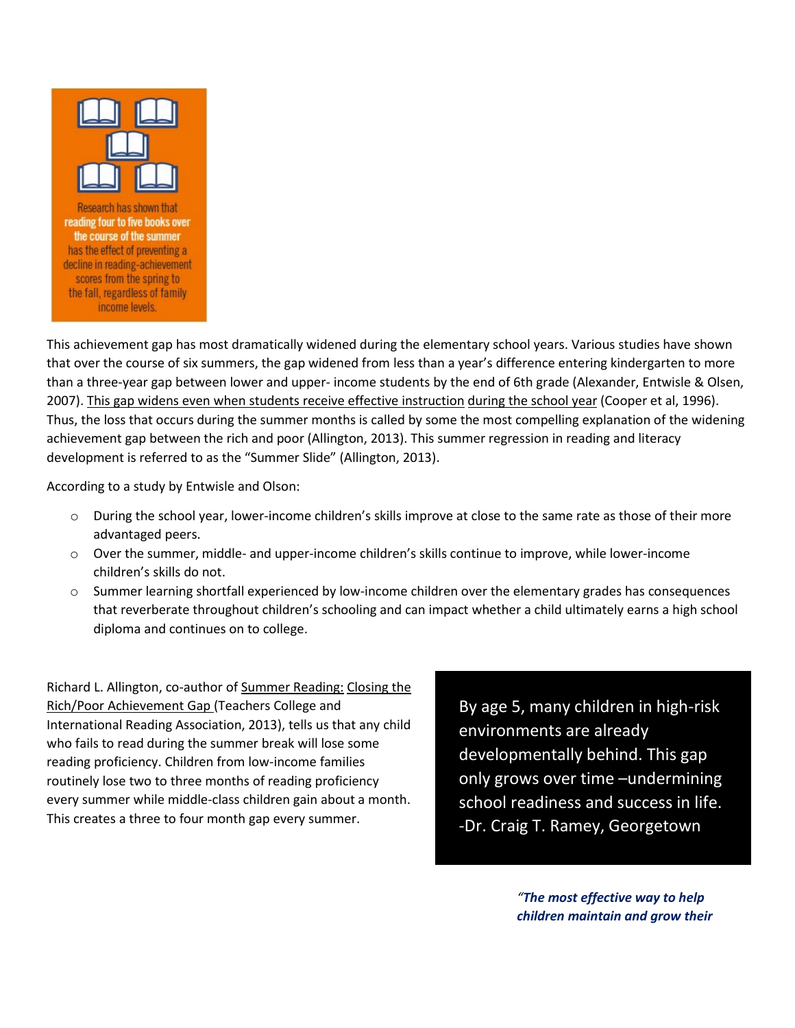Research has shown that reading four to five books over the course of the summer has the effect of preventing a decline in reading-achievement scores from the spring to the fall, regardless of family income levels.

This achievement gap has most dramatically widened during the elementary school years. Various studies have shown that over the course of six summers, the gap widened from less than a year's difference entering kindergarten to more than a three-year gap between lower and upper- income students by the end of 6th grade (Alexander, Entwisle & Olsen, 2007). This gap widens even when students receive effective instruction during the school year (Cooper et al, 1996). Thus, the loss that occurs during the summer months is called by some the most compelling explanation of the widening achievement gap between the rich and poor (Allington, 2013). This summer regression in reading and literacy development is referred to as the "Summer Slide" (Allington, 2013).

According to a study by Entwisle and Olson:

- During the school year, lower-income children's skills improve at close to the same rate as those of their more advantaged peers.
- Over the summer, middle- and upper-income children's skills continue to improve, while lower-income children's skills do not.
- Summer learning shortfall experienced by low-income children over the elementary grades has consequences that reverberate throughout children's schooling and can impact whether a child ultimately earns a high school diploma and continues on to college.

Richard L. Allington, co-author of Summer Reading: Closing the Rich/Poor Achievement Gap (Teachers College and International Reading Association, 2013), tells us that any child who fails to read during the summer break will lose some reading proficiency. Children from low-income families routinely lose two to three months of reading proficiency every summer while middle-class children gain about a month. This creates a three to four month gap every summer.

By age 5, many children in high-risk environments are already developmentally behind. This gap only grows over time –undermining school readiness and success in life. -Dr. Craig T. Ramey, Georgetown

***"The most effective way to help children maintain and grow their***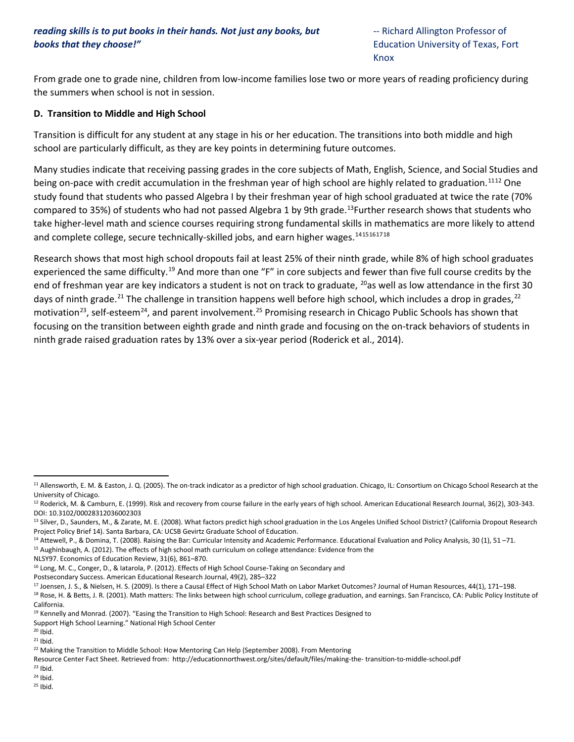***reading skills is to put books in their hands. Not just any books, but books that they choose!"***

-- Richard Allington Professor of Education University of Texas, Fort Knox

From grade one to grade nine, children from low-income families lose two or more years of reading proficiency during the summers when school is not in session.

**D. Transition to Middle and High School**

Transition is difficult for any student at any stage in his or her education. The transitions into both middle and high school are particularly difficult, as they are key points in determining future outcomes.

Many studies indicate that receiving passing grades in the core subjects of Math, English, Science, and Social Studies and being on-pace with credit accumulation in the freshman year of high school are highly related to graduation.[11][12] One study found that students who passed Algebra I by their freshman year of high school graduated at twice the rate (70% compared to 35%) of students who had not passed Algebra 1 by 9th grade.[13]Further research shows that students who take higher-level math and science courses requiring strong fundamental skills in mathematics are more likely to attend and complete college, secure technically-skilled jobs, and earn higher wages.[14][15][16][17][18]

Research shows that most high school dropouts fail at least 25% of their ninth grade, while 8% of high school graduates experienced the same difficulty.[19] And more than one "F" in core subjects and fewer than five full course credits by the end of freshman year are key indicators a student is not on track to graduate, [20]as well as low attendance in the first 30 days of ninth grade.[21] The challenge in transition happens well before high school, which includes a drop in grades,[22] motivation[23], self-esteem[24], and parent involvement.[25] Promising research in Chicago Public Schools has shown that focusing on the transition between eighth grade and ninth grade and focusing on the on-track behaviors of students in ninth grade raised graduation rates by 13% over a six-year period (Roderick et al., 2014).

---

[11] Allensworth, E. M. & Easton, J. Q. (2005). The on-track indicator as a predictor of high school graduation. Chicago, IL: Consortium on Chicago School Research at the University of Chicago.

[12] Roderick, M. & Camburn, E. (1999). Risk and recovery from course failure in the early years of high school. American Educational Research Journal, 36(2), 303-343. DOI: 10.3102/00028312036002303

[13] Silver, D., Saunders, M., & Zarate, M. E. (2008). What factors predict high school graduation in the Los Angeles Unified School District? (California Dropout Research Project Policy Brief 14). Santa Barbara, CA: UCSB Gevirtz Graduate School of Education.

[14] Attewell, P., & Domina, T. (2008). Raising the Bar: Curricular Intensity and Academic Performance. Educational Evaluation and Policy Analysis, 30 (1), 51 –71.

[15] Aughinbaugh, A. (2012). The effects of high school math curriculum on college attendance: Evidence from the NLSY97. Economics of Education Review, 31(6), 861–870.

[16] Long, M. C., Conger, D., & Iatarola, P. (2012). Effects of High School Course-Taking on Secondary and Postsecondary Success. American Educational Research Journal, 49(2), 285–322

[17] Joensen, J. S., & Nielsen, H. S. (2009). Is there a Causal Effect of High School Math on Labor Market Outcomes? Journal of Human Resources, 44(1), 171–198.

[18] Rose, H. & Betts, J. R. (2001). Math matters: The links between high school curriculum, college graduation, and earnings. San Francisco, CA: Public Policy Institute of California.

[19] Kennelly and Monrad. (2007). "Easing the Transition to High School: Research and Best Practices Designed to Support High School Learning." National High School Center

[20] Ibid.

[21] Ibid.

[22] Making the Transition to Middle School: How Mentoring Can Help (September 2008). From Mentoring Resource Center Fact Sheet. Retrieved from: http://educationnorthwest.org/sites/default/files/making-the- transition-to-middle-school.pdf

[23] Ibid.

[24] Ibid.

[25] Ibid.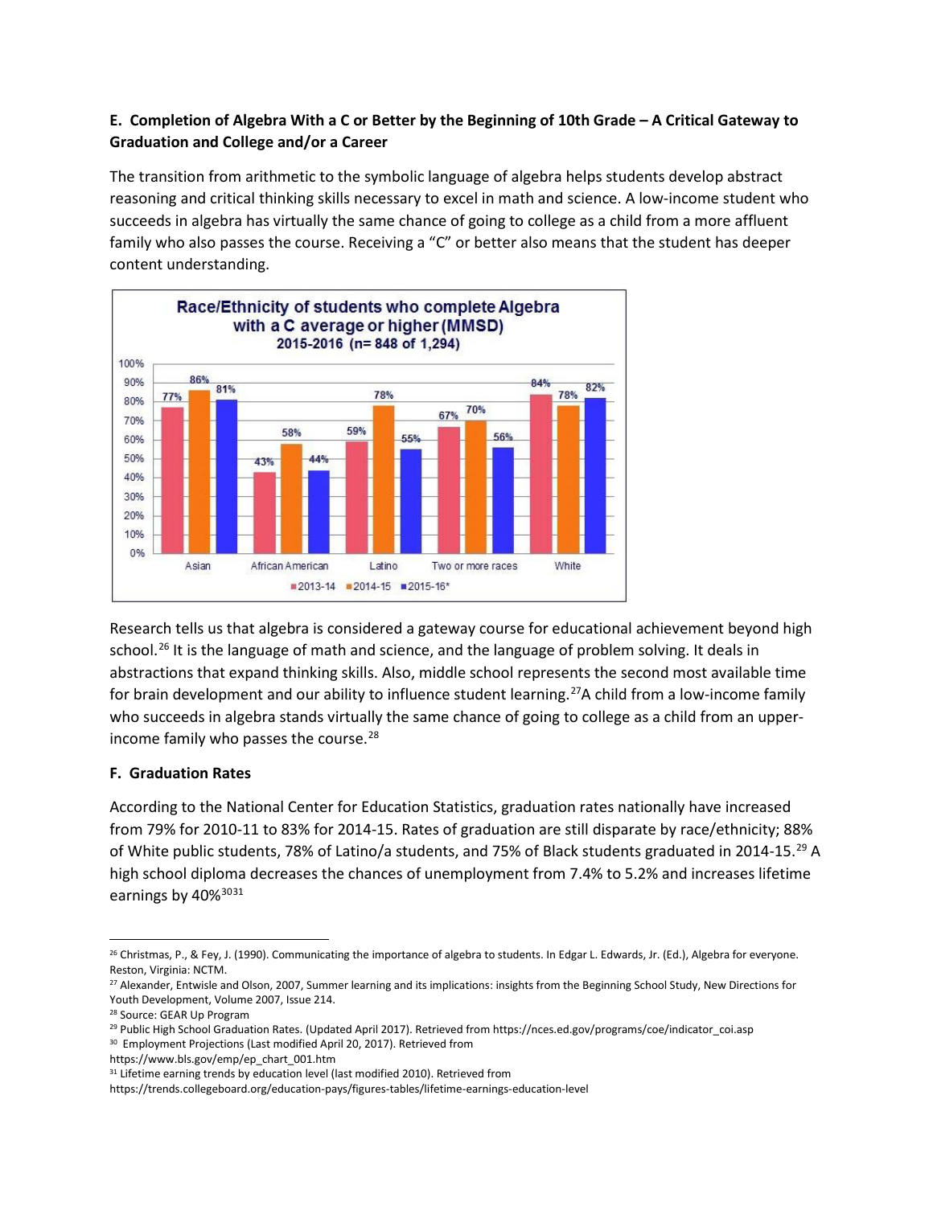**E. Completion of Algebra With a C or Better by the Beginning of 10th Grade – A Critical Gateway to Graduation and College and/or a Career**

The transition from arithmetic to the symbolic language of algebra helps students develop abstract reasoning and critical thinking skills necessary to excel in math and science. A low-income student who succeeds in algebra has virtually the same chance of going to college as a child from a more affluent family who also passes the course. Receiving a "C" or better also means that the student has deeper content understanding.

**Race/Ethnicity of students who complete Algebra with a C average or higher (MMSD)**
**2015-2016 (n= 848 of 1,294)**

| | 2013-14 | 2014-15 | 2015-16* |
|---|---|---|---|
| Asian | 77% | 86% | 81% |
| African American | 43% | 58% | 44% |
| Latino | 59% | 78% | 55% |
| Two or more races | 67% | 70% | 56% |
| White | 84% | 78% | 82% |

Research tells us that algebra is considered a gateway course for educational achievement beyond high school.[26] It is the language of math and science, and the language of problem solving. It deals in abstractions that expand thinking skills. Also, middle school represents the second most available time for brain development and our ability to influence student learning.[27] A child from a low-income family who succeeds in algebra stands virtually the same chance of going to college as a child from an upper-income family who passes the course.[28]

**F. Graduation Rates**

According to the National Center for Education Statistics, graduation rates nationally have increased from 79% for 2010-11 to 83% for 2014-15. Rates of graduation are still disparate by race/ethnicity; 88% of White public students, 78% of Latino/a students, and 75% of Black students graduated in 2014-15.[29] A high school diploma decreases the chances of unemployment from 7.4% to 5.2% and increases lifetime earnings by 40%[30][31]

---

[26] Christmas, P., & Fey, J. (1990). Communicating the importance of algebra to students. In Edgar L. Edwards, Jr. (Ed.), Algebra for everyone. Reston, Virginia: NCTM.

[27] Alexander, Entwisle and Olson, 2007, Summer learning and its implications: insights from the Beginning School Study, New Directions for Youth Development, Volume 2007, Issue 214.

[28] Source: GEAR Up Program

[29] Public High School Graduation Rates. (Updated April 2017). Retrieved from https://nces.ed.gov/programs/coe/indicator_coi.asp

[30] Employment Projections (Last modified April 20, 2017). Retrieved from https://www.bls.gov/emp/ep_chart_001.htm

[31] Lifetime earning trends by education level (last modified 2010). Retrieved from https://trends.collegeboard.org/education-pays/figures-tables/lifetime-earnings-education-level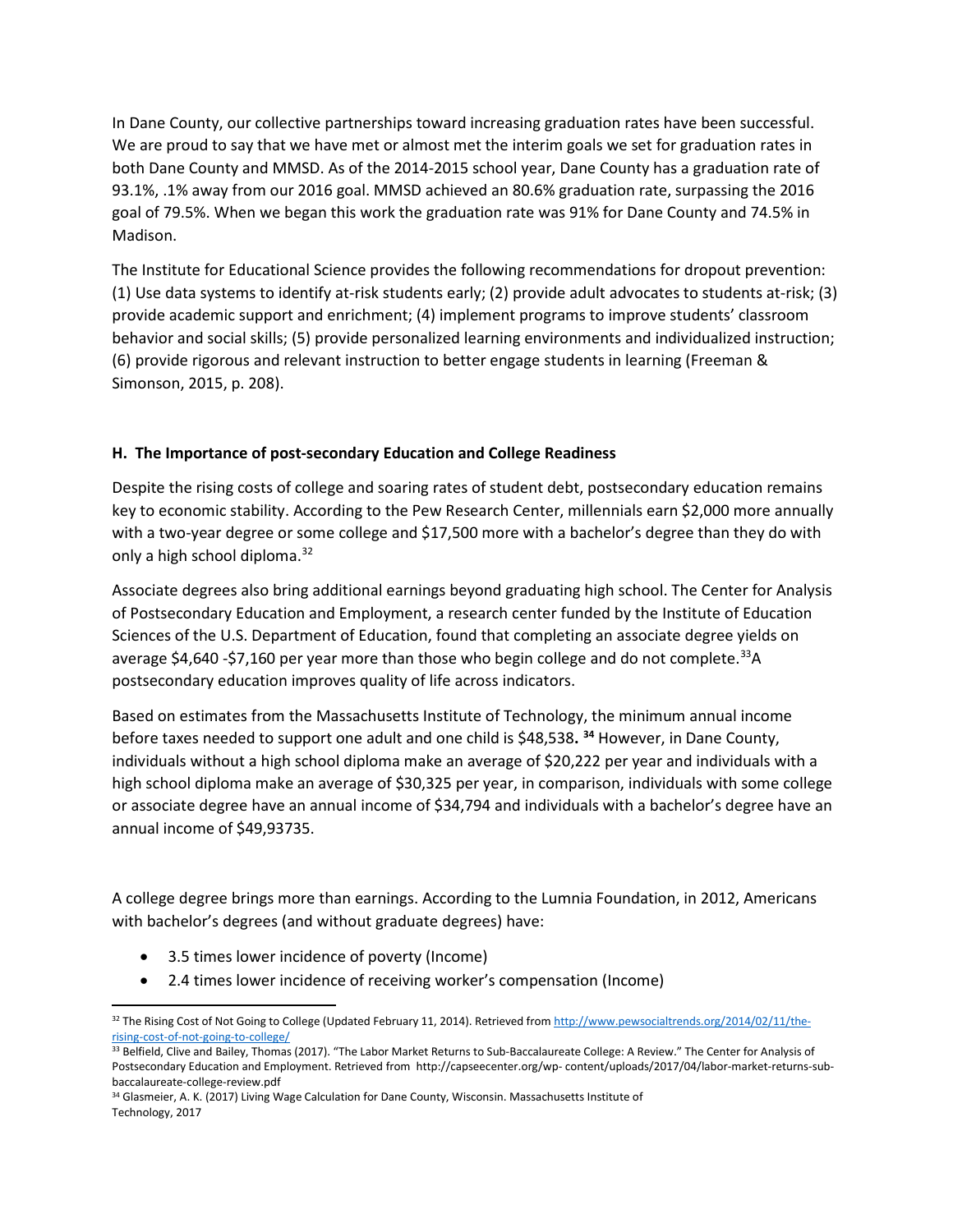In Dane County, our collective partnerships toward increasing graduation rates have been successful. We are proud to say that we have met or almost met the interim goals we set for graduation rates in both Dane County and MMSD. As of the 2014-2015 school year, Dane County has a graduation rate of 93.1%, .1% away from our 2016 goal. MMSD achieved an 80.6% graduation rate, surpassing the 2016 goal of 79.5%. When we began this work the graduation rate was 91% for Dane County and 74.5% in Madison.

The Institute for Educational Science provides the following recommendations for dropout prevention: (1) Use data systems to identify at-risk students early; (2) provide adult advocates to students at-risk; (3) provide academic support and enrichment; (4) implement programs to improve students' classroom behavior and social skills; (5) provide personalized learning environments and individualized instruction; (6) provide rigorous and relevant instruction to better engage students in learning (Freeman & Simonson, 2015, p. 208).

### H. The Importance of post-secondary Education and College Readiness

Despite the rising costs of college and soaring rates of student debt, postsecondary education remains key to economic stability. According to the Pew Research Center, millennials earn $2,000 more annually with a two-year degree or some college and $17,500 more with a bachelor's degree than they do with only a high school diploma.[32]

Associate degrees also bring additional earnings beyond graduating high school. The Center for Analysis of Postsecondary Education and Employment, a research center funded by the Institute of Education Sciences of the U.S. Department of Education, found that completing an associate degree yields on average $4,640 -$7,160 per year more than those who begin college and do not complete.[33] A postsecondary education improves quality of life across indicators.

Based on estimates from the Massachusetts Institute of Technology, the minimum annual income before taxes needed to support one adult and one child is $48,538**.** [34] However, in Dane County, individuals without a high school diploma make an average of $20,222 per year and individuals with a high school diploma make an average of $30,325 per year, in comparison, individuals with some college or associate degree have an annual income of $34,794 and individuals with a bachelor's degree have an annual income of $49,93735.

A college degree brings more than earnings. According to the Lumnia Foundation, in 2012, Americans with bachelor's degrees (and without graduate degrees) have:

- 3.5 times lower incidence of poverty (Income)
- 2.4 times lower incidence of receiving worker's compensation (Income)

---

[32] The Rising Cost of Not Going to College (Updated February 11, 2014). Retrieved from http://www.pewsocialtrends.org/2014/02/11/the-rising-cost-of-not-going-to-college/

[33] Belfield, Clive and Bailey, Thomas (2017). "The Labor Market Returns to Sub-Baccalaureate College: A Review." The Center for Analysis of Postsecondary Education and Employment. Retrieved from http://capseecenter.org/wp- content/uploads/2017/04/labor-market-returns-sub-baccalaureate-college-review.pdf

[34] Glasmeier, A. K. (2017) Living Wage Calculation for Dane County, Wisconsin. Massachusetts Institute of Technology, 2017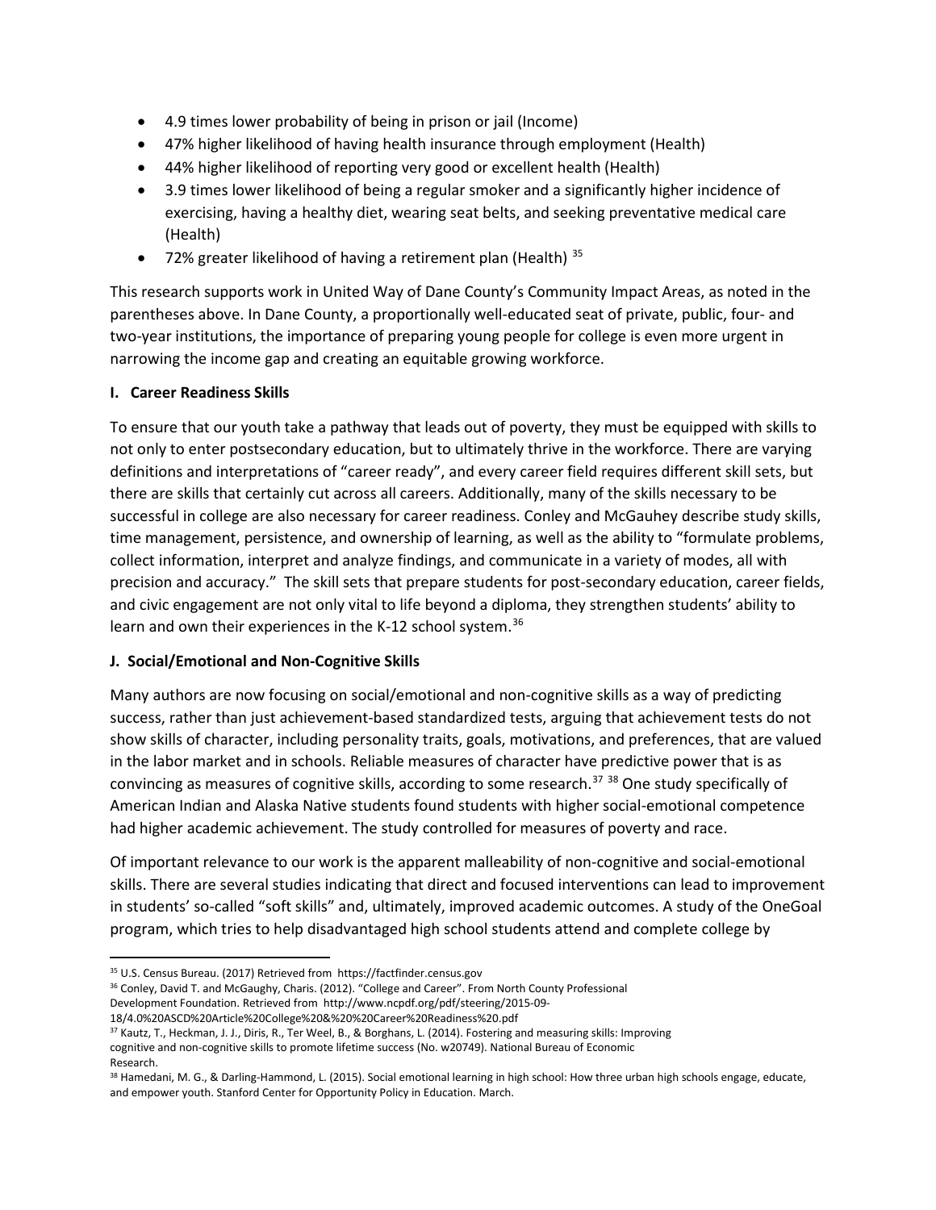- 4.9 times lower probability of being in prison or jail (Income)
- 47% higher likelihood of having health insurance through employment (Health)
- 44% higher likelihood of reporting very good or excellent health (Health)
- 3.9 times lower likelihood of being a regular smoker and a significantly higher incidence of exercising, having a healthy diet, wearing seat belts, and seeking preventative medical care (Health)
- 72% greater likelihood of having a retirement plan (Health) [35]

This research supports work in United Way of Dane County's Community Impact Areas, as noted in the parentheses above. In Dane County, a proportionally well-educated seat of private, public, four- and two-year institutions, the importance of preparing young people for college is even more urgent in narrowing the income gap and creating an equitable growing workforce.

### I. Career Readiness Skills

To ensure that our youth take a pathway that leads out of poverty, they must be equipped with skills to not only to enter postsecondary education, but to ultimately thrive in the workforce. There are varying definitions and interpretations of "career ready", and every career field requires different skill sets, but there are skills that certainly cut across all careers. Additionally, many of the skills necessary to be successful in college are also necessary for career readiness. Conley and McGauhey describe study skills, time management, persistence, and ownership of learning, as well as the ability to "formulate problems, collect information, interpret and analyze findings, and communicate in a variety of modes, all with precision and accuracy." The skill sets that prepare students for post-secondary education, career fields, and civic engagement are not only vital to life beyond a diploma, they strengthen students' ability to learn and own their experiences in the K-12 school system.[36]

### J. Social/Emotional and Non-Cognitive Skills

Many authors are now focusing on social/emotional and non-cognitive skills as a way of predicting success, rather than just achievement-based standardized tests, arguing that achievement tests do not show skills of character, including personality traits, goals, motivations, and preferences, that are valued in the labor market and in schools. Reliable measures of character have predictive power that is as convincing as measures of cognitive skills, according to some research.[37] [38] One study specifically of American Indian and Alaska Native students found students with higher social-emotional competence had higher academic achievement. The study controlled for measures of poverty and race.

Of important relevance to our work is the apparent malleability of non-cognitive and social-emotional skills. There are several studies indicating that direct and focused interventions can lead to improvement in students' so-called "soft skills" and, ultimately, improved academic outcomes. A study of the OneGoal program, which tries to help disadvantaged high school students attend and complete college by

---

[35] U.S. Census Bureau. (2017) Retrieved from https://factfinder.census.gov

[36] Conley, David T. and McGaughy, Charis. (2012). "College and Career". From North County Professional Development Foundation. Retrieved from http://www.ncpdf.org/pdf/steering/2015-09-18/4.0%20ASCD%20Article%20College%20&%20%20Career%20Readiness%20.pdf

[37] Kautz, T., Heckman, J. J., Diris, R., Ter Weel, B., & Borghans, L. (2014). Fostering and measuring skills: Improving cognitive and non-cognitive skills to promote lifetime success (No. w20749). National Bureau of Economic Research.

[38] Hamedani, M. G., & Darling-Hammond, L. (2015). Social emotional learning in high school: How three urban high schools engage, educate, and empower youth. Stanford Center for Opportunity Policy in Education. March.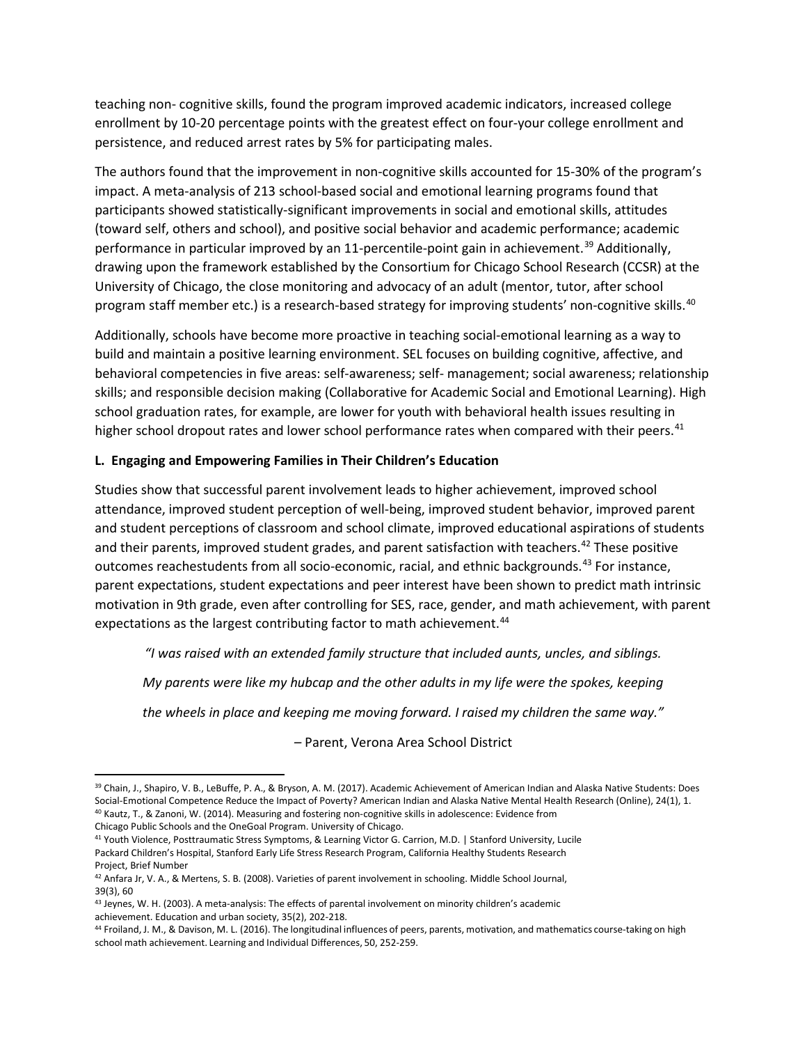teaching non- cognitive skills, found the program improved academic indicators, increased college enrollment by 10-20 percentage points with the greatest effect on four-your college enrollment and persistence, and reduced arrest rates by 5% for participating males.

The authors found that the improvement in non-cognitive skills accounted for 15-30% of the program's impact. A meta-analysis of 213 school-based social and emotional learning programs found that participants showed statistically-significant improvements in social and emotional skills, attitudes (toward self, others and school), and positive social behavior and academic performance; academic performance in particular improved by an 11-percentile-point gain in achievement.[39] Additionally, drawing upon the framework established by the Consortium for Chicago School Research (CCSR) at the University of Chicago, the close monitoring and advocacy of an adult (mentor, tutor, after school program staff member etc.) is a research-based strategy for improving students' non-cognitive skills.[40]

Additionally, schools have become more proactive in teaching social-emotional learning as a way to build and maintain a positive learning environment. SEL focuses on building cognitive, affective, and behavioral competencies in five areas: self-awareness; self- management; social awareness; relationship skills; and responsible decision making (Collaborative for Academic Social and Emotional Learning). High school graduation rates, for example, are lower for youth with behavioral health issues resulting in higher school dropout rates and lower school performance rates when compared with their peers.[41]

**L. Engaging and Empowering Families in Their Children's Education**

Studies show that successful parent involvement leads to higher achievement, improved school attendance, improved student perception of well-being, improved student behavior, improved parent and student perceptions of classroom and school climate, improved educational aspirations of students and their parents, improved student grades, and parent satisfaction with teachers.[42] These positive outcomes reachestudents from all socio-economic, racial, and ethnic backgrounds.[43] For instance, parent expectations, student expectations and peer interest have been shown to predict math intrinsic motivation in 9th grade, even after controlling for SES, race, gender, and math achievement, with parent expectations as the largest contributing factor to math achievement.[44]

*"I was raised with an extended family structure that included aunts, uncles, and siblings. My parents were like my hubcap and the other adults in my life were the spokes, keeping the wheels in place and keeping me moving forward. I raised my children the same way."*

– Parent, Verona Area School District

---

[39] Chain, J., Shapiro, V. B., LeBuffe, P. A., & Bryson, A. M. (2017). Academic Achievement of American Indian and Alaska Native Students: Does Social-Emotional Competence Reduce the Impact of Poverty? American Indian and Alaska Native Mental Health Research (Online), 24(1), 1.

[40] Kautz, T., & Zanoni, W. (2014). Measuring and fostering non-cognitive skills in adolescence: Evidence from Chicago Public Schools and the OneGoal Program. University of Chicago.

[41] Youth Violence, Posttraumatic Stress Symptoms, & Learning Victor G. Carrion, M.D. | Stanford University, Lucile Packard Children's Hospital, Stanford Early Life Stress Research Program, California Healthy Students Research Project, Brief Number

[42] Anfara Jr, V. A., & Mertens, S. B. (2008). Varieties of parent involvement in schooling. Middle School Journal, 39(3), 60

[43] Jeynes, W. H. (2003). A meta-analysis: The effects of parental involvement on minority children's academic achievement. Education and urban society, 35(2), 202-218.

[44] Froiland, J. M., & Davison, M. L. (2016). The longitudinal influences of peers, parents, motivation, and mathematics course-taking on high school math achievement. Learning and Individual Differences, 50, 252-259.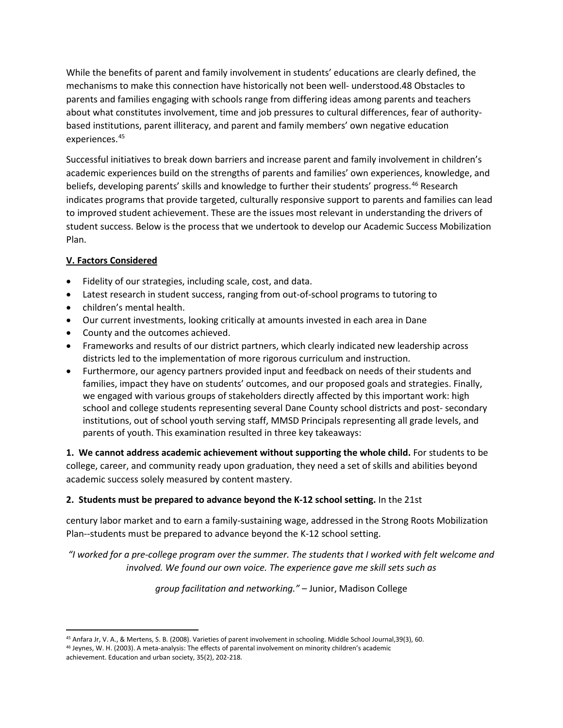While the benefits of parent and family involvement in students' educations are clearly defined, the mechanisms to make this connection have historically not been well- understood.48 Obstacles to parents and families engaging with schools range from differing ideas among parents and teachers about what constitutes involvement, time and job pressures to cultural differences, fear of authority-based institutions, parent illiteracy, and parent and family members' own negative education experiences.[45]

Successful initiatives to break down barriers and increase parent and family involvement in children's academic experiences build on the strengths of parents and families' own experiences, knowledge, and beliefs, developing parents' skills and knowledge to further their students' progress.[46] Research indicates programs that provide targeted, culturally responsive support to parents and families can lead to improved student achievement. These are the issues most relevant in understanding the drivers of student success. Below is the process that we undertook to develop our Academic Success Mobilization Plan.

## V. Factors Considered

- Fidelity of our strategies, including scale, cost, and data.
- Latest research in student success, ranging from out-of-school programs to tutoring to
- children's mental health.
- Our current investments, looking critically at amounts invested in each area in Dane
- County and the outcomes achieved.
- Frameworks and results of our district partners, which clearly indicated new leadership across districts led to the implementation of more rigorous curriculum and instruction.
- Furthermore, our agency partners provided input and feedback on needs of their students and families, impact they have on students' outcomes, and our proposed goals and strategies. Finally, we engaged with various groups of stakeholders directly affected by this important work: high school and college students representing several Dane County school districts and post- secondary institutions, out of school youth serving staff, MMSD Principals representing all grade levels, and parents of youth. This examination resulted in three key takeaways:

**1. We cannot address academic achievement without supporting the whole child.** For students to be college, career, and community ready upon graduation, they need a set of skills and abilities beyond academic success solely measured by content mastery.

**2. Students must be prepared to advance beyond the K-12 school setting.** In the 21st

century labor market and to earn a family-sustaining wage, addressed in the Strong Roots Mobilization Plan--students must be prepared to advance beyond the K-12 school setting.

*"I worked for a pre-college program over the summer. The students that I worked with felt welcome and involved. We found our own voice. The experience gave me skill sets such as*

*group facilitation and networking."* – Junior, Madison College

---

[45] Anfara Jr, V. A., & Mertens, S. B. (2008). Varieties of parent involvement in schooling. Middle School Journal,39(3), 60.

[46] Jeynes, W. H. (2003). A meta-analysis: The effects of parental involvement on minority children's academic achievement. Education and urban society, 35(2), 202-218.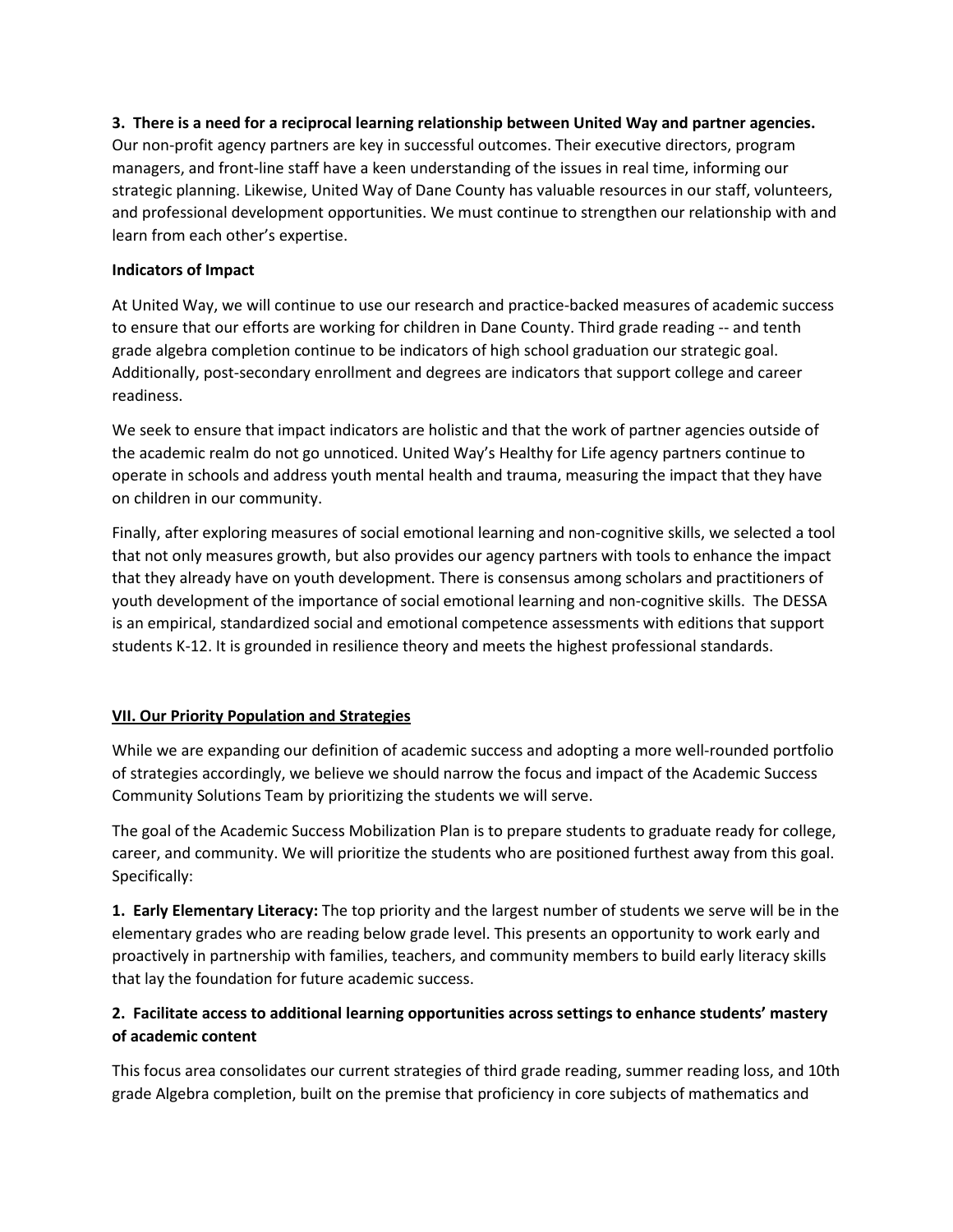**3. There is a need for a reciprocal learning relationship between United Way and partner agencies.** Our non-profit agency partners are key in successful outcomes. Their executive directors, program managers, and front-line staff have a keen understanding of the issues in real time, informing our strategic planning. Likewise, United Way of Dane County has valuable resources in our staff, volunteers, and professional development opportunities. We must continue to strengthen our relationship with and learn from each other's expertise.

**Indicators of Impact**

At United Way, we will continue to use our research and practice-backed measures of academic success to ensure that our efforts are working for children in Dane County. Third grade reading -- and tenth grade algebra completion continue to be indicators of high school graduation our strategic goal. Additionally, post-secondary enrollment and degrees are indicators that support college and career readiness.

We seek to ensure that impact indicators are holistic and that the work of partner agencies outside of the academic realm do not go unnoticed. United Way's Healthy for Life agency partners continue to operate in schools and address youth mental health and trauma, measuring the impact that they have on children in our community.

Finally, after exploring measures of social emotional learning and non-cognitive skills, we selected a tool that not only measures growth, but also provides our agency partners with tools to enhance the impact that they already have on youth development. There is consensus among scholars and practitioners of youth development of the importance of social emotional learning and non-cognitive skills. The DESSA is an empirical, standardized social and emotional competence assessments with editions that support students K-12. It is grounded in resilience theory and meets the highest professional standards.

## VII. Our Priority Population and Strategies

While we are expanding our definition of academic success and adopting a more well-rounded portfolio of strategies accordingly, we believe we should narrow the focus and impact of the Academic Success Community Solutions Team by prioritizing the students we will serve.

The goal of the Academic Success Mobilization Plan is to prepare students to graduate ready for college, career, and community. We will prioritize the students who are positioned furthest away from this goal. Specifically:

**1. Early Elementary Literacy:** The top priority and the largest number of students we serve will be in the elementary grades who are reading below grade level. This presents an opportunity to work early and proactively in partnership with families, teachers, and community members to build early literacy skills that lay the foundation for future academic success.

### 2. Facilitate access to additional learning opportunities across settings to enhance students' mastery of academic content

This focus area consolidates our current strategies of third grade reading, summer reading loss, and 10th grade Algebra completion, built on the premise that proficiency in core subjects of mathematics and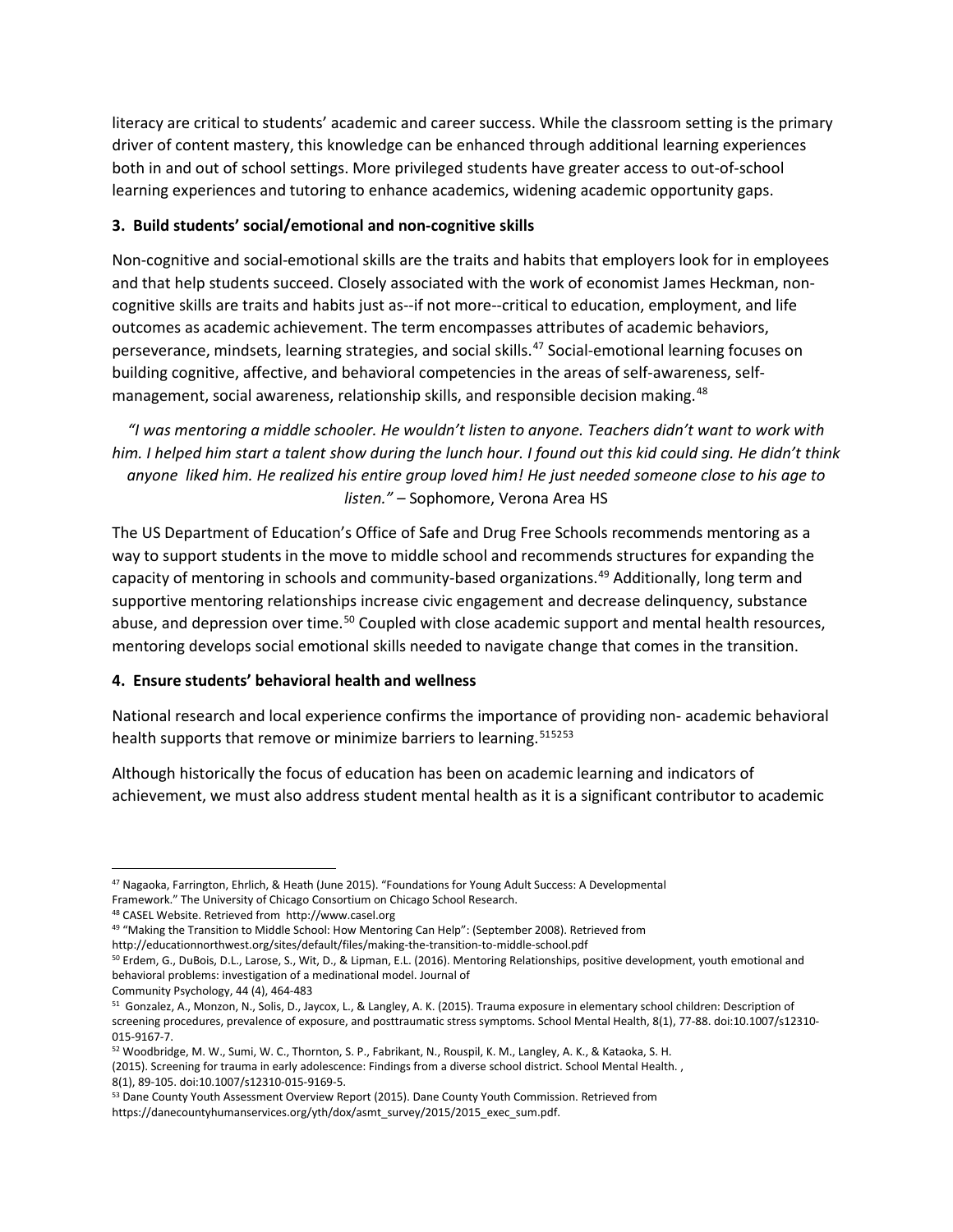literacy are critical to students' academic and career success. While the classroom setting is the primary driver of content mastery, this knowledge can be enhanced through additional learning experiences both in and out of school settings. More privileged students have greater access to out-of-school learning experiences and tutoring to enhance academics, widening academic opportunity gaps.

### 3. Build students' social/emotional and non-cognitive skills

Non-cognitive and social-emotional skills are the traits and habits that employers look for in employees and that help students succeed. Closely associated with the work of economist James Heckman, non-cognitive skills are traits and habits just as--if not more--critical to education, employment, and life outcomes as academic achievement. The term encompasses attributes of academic behaviors, perseverance, mindsets, learning strategies, and social skills.[47] Social-emotional learning focuses on building cognitive, affective, and behavioral competencies in the areas of self-awareness, self-management, social awareness, relationship skills, and responsible decision making.[48]

*"I was mentoring a middle schooler. He wouldn't listen to anyone. Teachers didn't want to work with him. I helped him start a talent show during the lunch hour. I found out this kid could sing. He didn't think anyone liked him. He realized his entire group loved him! He just needed someone close to his age to listen."* – Sophomore, Verona Area HS

The US Department of Education's Office of Safe and Drug Free Schools recommends mentoring as a way to support students in the move to middle school and recommends structures for expanding the capacity of mentoring in schools and community-based organizations.[49] Additionally, long term and supportive mentoring relationships increase civic engagement and decrease delinquency, substance abuse, and depression over time.[50] Coupled with close academic support and mental health resources, mentoring develops social emotional skills needed to navigate change that comes in the transition.

### 4. Ensure students' behavioral health and wellness

National research and local experience confirms the importance of providing non- academic behavioral health supports that remove or minimize barriers to learning.[51][52][53]

Although historically the focus of education has been on academic learning and indicators of achievement, we must also address student mental health as it is a significant contributor to academic

---

[47] Nagaoka, Farrington, Ehrlich, & Heath (June 2015). "Foundations for Young Adult Success: A Developmental Framework." The University of Chicago Consortium on Chicago School Research.

[48] CASEL Website. Retrieved from http://www.casel.org

[49] "Making the Transition to Middle School: How Mentoring Can Help": (September 2008). Retrieved from http://educationnorthwest.org/sites/default/files/making-the-transition-to-middle-school.pdf

[50] Erdem, G., DuBois, D.L., Larose, S., Wit, D., & Lipman, E.L. (2016). Mentoring Relationships, positive development, youth emotional and behavioral problems: investigation of a medinational model. Journal of Community Psychology, 44 (4), 464-483

[51] Gonzalez, A., Monzon, N., Solis, D., Jaycox, L., & Langley, A. K. (2015). Trauma exposure in elementary school children: Description of screening procedures, prevalence of exposure, and posttraumatic stress symptoms. School Mental Health, 8(1), 77-88. doi:10.1007/s12310-015-9167-7.

[52] Woodbridge, M. W., Sumi, W. C., Thornton, S. P., Fabrikant, N., Rouspil, K. M., Langley, A. K., & Kataoka, S. H. (2015). Screening for trauma in early adolescence: Findings from a diverse school district. School Mental Health. , 8(1), 89-105. doi:10.1007/s12310-015-9169-5.

[53] Dane County Youth Assessment Overview Report (2015). Dane County Youth Commission. Retrieved from https://danecountyhumanservices.org/yth/dox/asmt_survey/2015/2015_exec_sum.pdf.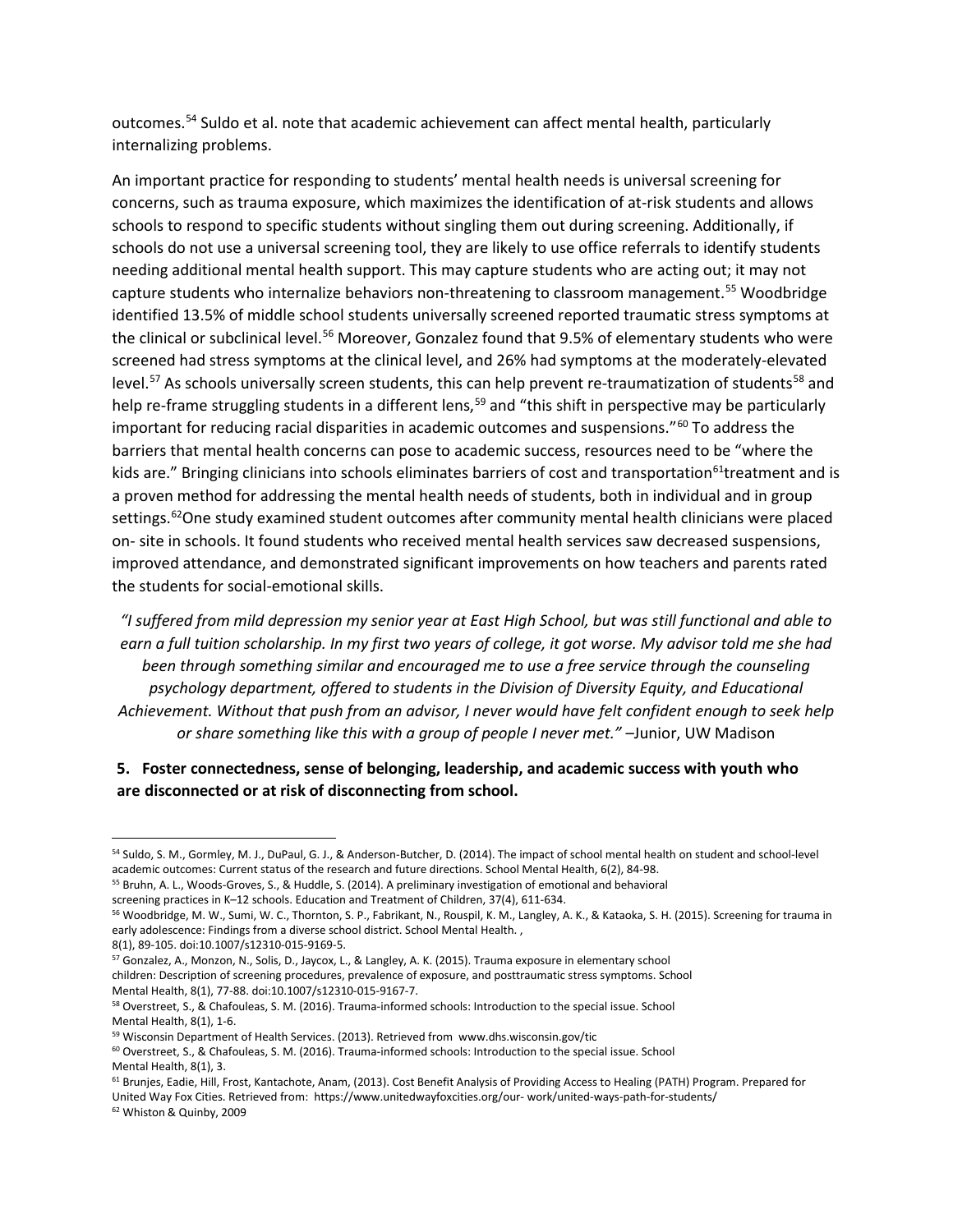outcomes.[54] Suldo et al. note that academic achievement can affect mental health, particularly internalizing problems.

An important practice for responding to students' mental health needs is universal screening for concerns, such as trauma exposure, which maximizes the identification of at-risk students and allows schools to respond to specific students without singling them out during screening. Additionally, if schools do not use a universal screening tool, they are likely to use office referrals to identify students needing additional mental health support. This may capture students who are acting out; it may not capture students who internalize behaviors non-threatening to classroom management.[55] Woodbridge identified 13.5% of middle school students universally screened reported traumatic stress symptoms at the clinical or subclinical level.[56] Moreover, Gonzalez found that 9.5% of elementary students who were screened had stress symptoms at the clinical level, and 26% had symptoms at the moderately-elevated level.[57] As schools universally screen students, this can help prevent re-traumatization of students[58] and help re-frame struggling students in a different lens,[59] and "this shift in perspective may be particularly important for reducing racial disparities in academic outcomes and suspensions."[60] To address the barriers that mental health concerns can pose to academic success, resources need to be "where the kids are." Bringing clinicians into schools eliminates barriers of cost and transportation[61]treatment and is a proven method for addressing the mental health needs of students, both in individual and in group settings.[62]One study examined student outcomes after community mental health clinicians were placed on- site in schools. It found students who received mental health services saw decreased suspensions, improved attendance, and demonstrated significant improvements on how teachers and parents rated the students for social-emotional skills.

*"I suffered from mild depression my senior year at East High School, but was still functional and able to earn a full tuition scholarship. In my first two years of college, it got worse. My advisor told me she had been through something similar and encouraged me to use a free service through the counseling psychology department, offered to students in the Division of Diversity Equity, and Educational Achievement. Without that push from an advisor, I never would have felt confident enough to seek help or share something like this with a group of people I never met."* –Junior, UW Madison

**5. Foster connectedness, sense of belonging, leadership, and academic success with youth who are disconnected or at risk of disconnecting from school.**

---

[54] Suldo, S. M., Gormley, M. J., DuPaul, G. J., & Anderson-Butcher, D. (2014). The impact of school mental health on student and school-level academic outcomes: Current status of the research and future directions. School Mental Health, 6(2), 84-98.

[55] Bruhn, A. L., Woods-Groves, S., & Huddle, S. (2014). A preliminary investigation of emotional and behavioral screening practices in K–12 schools. Education and Treatment of Children, 37(4), 611-634.

[56] Woodbridge, M. W., Sumi, W. C., Thornton, S. P., Fabrikant, N., Rouspil, K. M., Langley, A. K., & Kataoka, S. H. (2015). Screening for trauma in early adolescence: Findings from a diverse school district. School Mental Health. , 8(1), 89-105. doi:10.1007/s12310-015-9169-5.

[57] Gonzalez, A., Monzon, N., Solis, D., Jaycox, L., & Langley, A. K. (2015). Trauma exposure in elementary school children: Description of screening procedures, prevalence of exposure, and posttraumatic stress symptoms. School Mental Health, 8(1), 77-88. doi:10.1007/s12310-015-9167-7.

[58] Overstreet, S., & Chafouleas, S. M. (2016). Trauma-informed schools: Introduction to the special issue. School Mental Health, 8(1), 1-6.

[59] Wisconsin Department of Health Services. (2013). Retrieved from www.dhs.wisconsin.gov/tic

[60] Overstreet, S., & Chafouleas, S. M. (2016). Trauma-informed schools: Introduction to the special issue. School Mental Health, 8(1), 3.

[61] Brunjes, Eadie, Hill, Frost, Kantachote, Anam, (2013). Cost Benefit Analysis of Providing Access to Healing (PATH) Program. Prepared for United Way Fox Cities. Retrieved from: https://www.unitedwayfoxcities.org/our- work/united-ways-path-for-students/

[62] Whiston & Quinby, 2009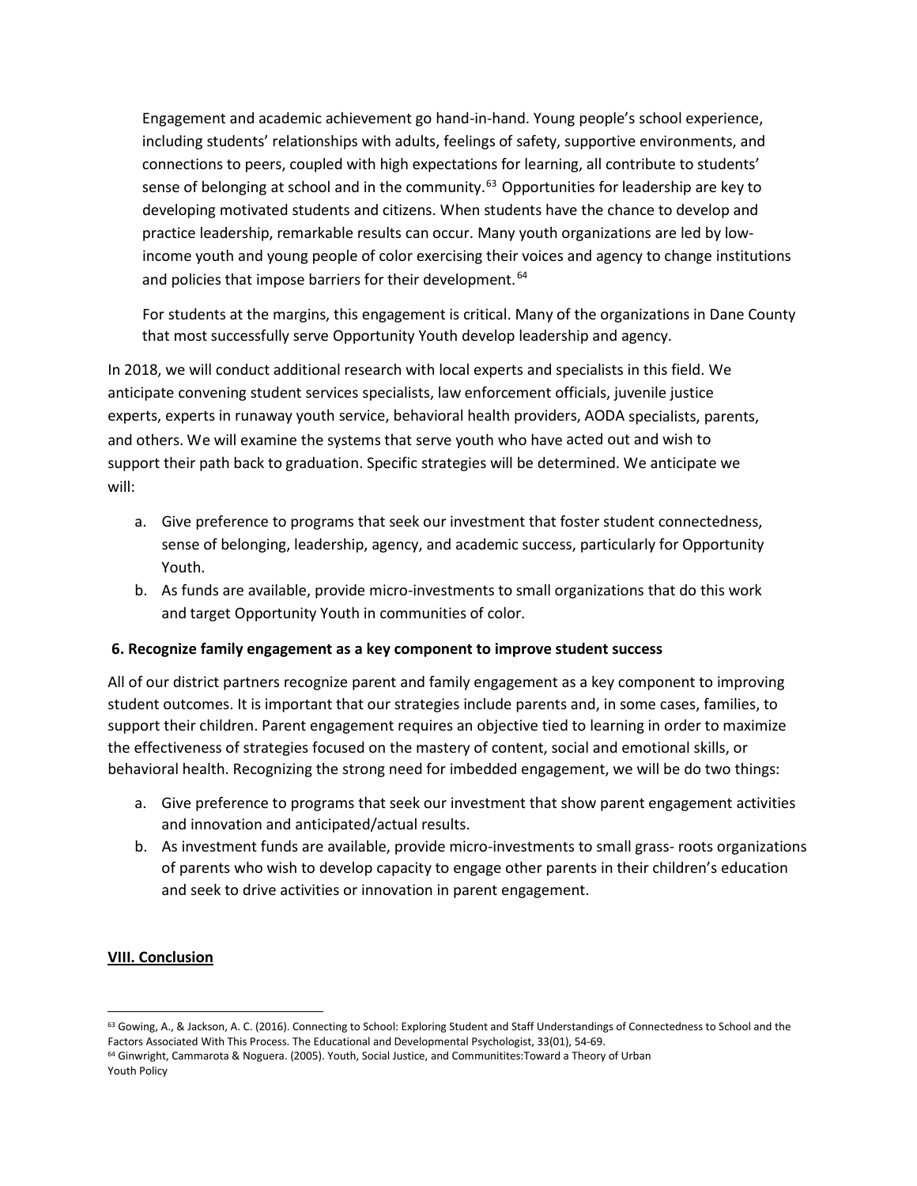Engagement and academic achievement go hand-in-hand. Young people's school experience, including students' relationships with adults, feelings of safety, supportive environments, and connections to peers, coupled with high expectations for learning, all contribute to students' sense of belonging at school and in the community.[63] Opportunities for leadership are key to developing motivated students and citizens. When students have the chance to develop and practice leadership, remarkable results can occur. Many youth organizations are led by low-income youth and young people of color exercising their voices and agency to change institutions and policies that impose barriers for their development.[64]

For students at the margins, this engagement is critical. Many of the organizations in Dane County that most successfully serve Opportunity Youth develop leadership and agency.

In 2018, we will conduct additional research with local experts and specialists in this field. We anticipate convening student services specialists, law enforcement officials, juvenile justice experts, experts in runaway youth service, behavioral health providers, AODA specialists, parents, and others. We will examine the systems that serve youth who have acted out and wish to support their path back to graduation. Specific strategies will be determined. We anticipate we will:

a. Give preference to programs that seek our investment that foster student connectedness, sense of belonging, leadership, agency, and academic success, particularly for Opportunity Youth.
b. As funds are available, provide micro-investments to small organizations that do this work and target Opportunity Youth in communities of color.

**6. Recognize family engagement as a key component to improve student success**

All of our district partners recognize parent and family engagement as a key component to improving student outcomes. It is important that our strategies include parents and, in some cases, families, to support their children. Parent engagement requires an objective tied to learning in order to maximize the effectiveness of strategies focused on the mastery of content, social and emotional skills, or behavioral health. Recognizing the strong need for imbedded engagement, we will be do two things:

a. Give preference to programs that seek our investment that show parent engagement activities and innovation and anticipated/actual results.
b. As investment funds are available, provide micro-investments to small grass- roots organizations of parents who wish to develop capacity to engage other parents in their children's education and seek to drive activities or innovation in parent engagement.

## VIII. Conclusion

[63] Gowing, A., & Jackson, A. C. (2016). Connecting to School: Exploring Student and Staff Understandings of Connectedness to School and the Factors Associated With This Process. The Educational and Developmental Psychologist, 33(01), 54-69.

[64] Ginwright, Cammarota & Noguera. (2005). Youth, Social Justice, and Communitites:Toward a Theory of Urban Youth Policy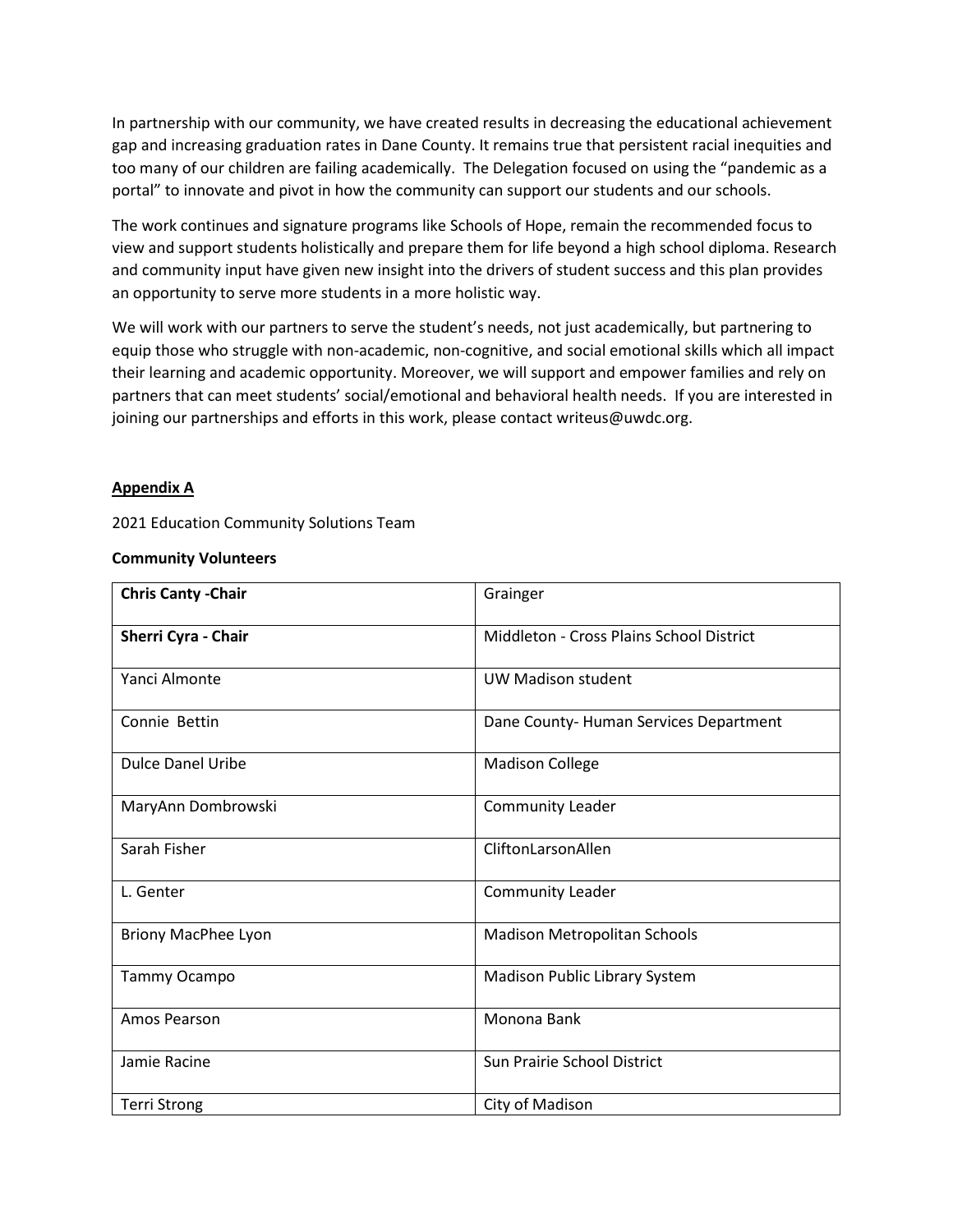In partnership with our community, we have created results in decreasing the educational achievement gap and increasing graduation rates in Dane County. It remains true that persistent racial inequities and too many of our children are failing academically. The Delegation focused on using the "pandemic as a portal" to innovate and pivot in how the community can support our students and our schools.

The work continues and signature programs like Schools of Hope, remain the recommended focus to view and support students holistically and prepare them for life beyond a high school diploma. Research and community input have given new insight into the drivers of student success and this plan provides an opportunity to serve more students in a more holistic way.

We will work with our partners to serve the student's needs, not just academically, but partnering to equip those who struggle with non-academic, non-cognitive, and social emotional skills which all impact their learning and academic opportunity. Moreover, we will support and empower families and rely on partners that can meet students' social/emotional and behavioral health needs. If you are interested in joining our partnerships and efforts in this work, please contact writeus@uwdc.org.

## Appendix A

2021 Education Community Solutions Team

**Community Volunteers**

| | |
|---|---|
| **Chris Canty -Chair** | Grainger |
| **Sherri Cyra - Chair** | Middleton - Cross Plains School District |
| Yanci Almonte | UW Madison student |
| Connie Bettin | Dane County- Human Services Department |
| Dulce Danel Uribe | Madison College |
| MaryAnn Dombrowski | Community Leader |
| Sarah Fisher | CliftonLarsonAllen |
| L. Genter | Community Leader |
| Briony MacPhee Lyon | Madison Metropolitan Schools |
| Tammy Ocampo | Madison Public Library System |
| Amos Pearson | Monona Bank |
| Jamie Racine | Sun Prairie School District |
| Terri Strong | City of Madison |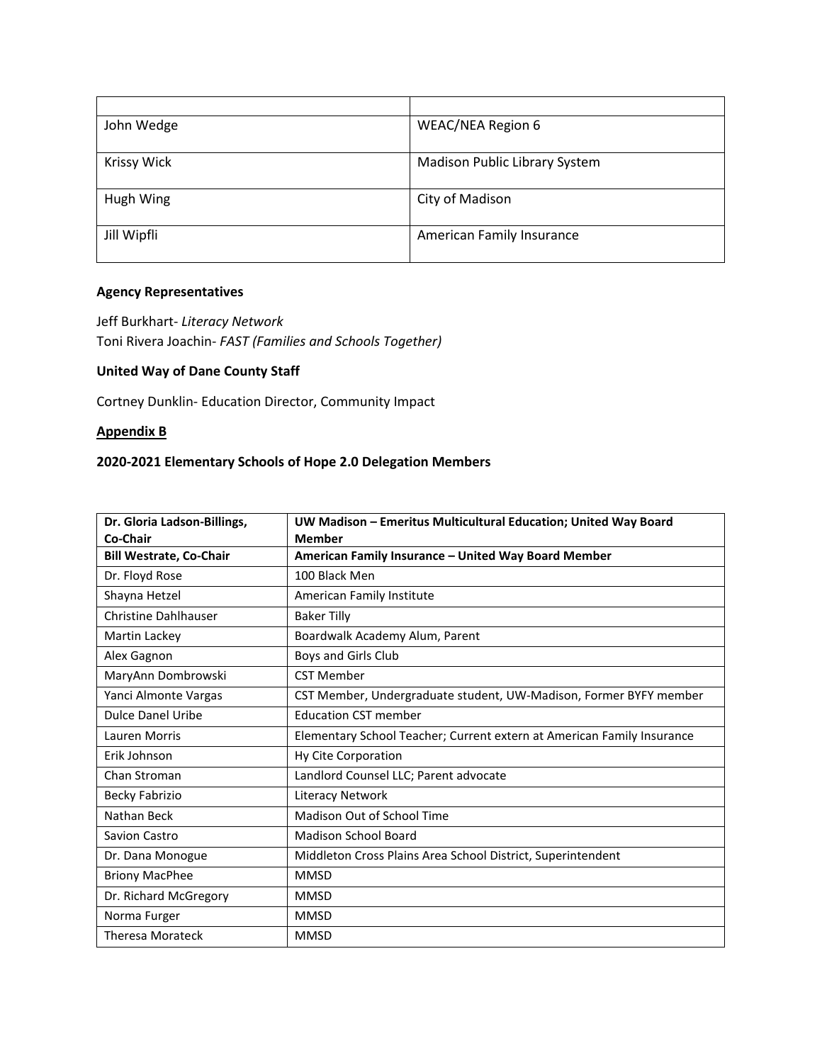| | |
|---|---|
| John Wedge | WEAC/NEA Region 6 |
| Krissy Wick | Madison Public Library System |
| Hugh Wing | City of Madison |
| Jill Wipfli | American Family Insurance |

**Agency Representatives**

Jeff Burkhart- *Literacy Network*
Toni Rivera Joachin- *FAST (Families and Schools Together)*

**United Way of Dane County Staff**

Cortney Dunklin- Education Director, Community Impact

**Appendix B**

**2020-2021 Elementary Schools of Hope 2.0 Delegation Members**

| **Dr. Gloria Ladson-Billings, Co-Chair** | **UW Madison – Emeritus Multicultural Education; United Way Board Member** |
|---|---|
| **Bill Westrate, Co-Chair** | **American Family Insurance – United Way Board Member** |
| Dr. Floyd Rose | 100 Black Men |
| Shayna Hetzel | American Family Institute |
| Christine Dahlhauser | Baker Tilly |
| Martin Lackey | Boardwalk Academy Alum, Parent |
| Alex Gagnon | Boys and Girls Club |
| MaryAnn Dombrowski | CST Member |
| Yanci Almonte Vargas | CST Member, Undergraduate student, UW-Madison, Former BYFY member |
| Dulce Danel Uribe | Education CST member |
| Lauren Morris | Elementary School Teacher; Current extern at American Family Insurance |
| Erik Johnson | Hy Cite Corporation |
| Chan Stroman | Landlord Counsel LLC; Parent advocate |
| Becky Fabrizio | Literacy Network |
| Nathan Beck | Madison Out of School Time |
| Savion Castro | Madison School Board |
| Dr. Dana Monogue | Middleton Cross Plains Area School District, Superintendent |
| Briony MacPhee | MMSD |
| Dr. Richard McGregory | MMSD |
| Norma Furger | MMSD |
| Theresa Morateck | MMSD |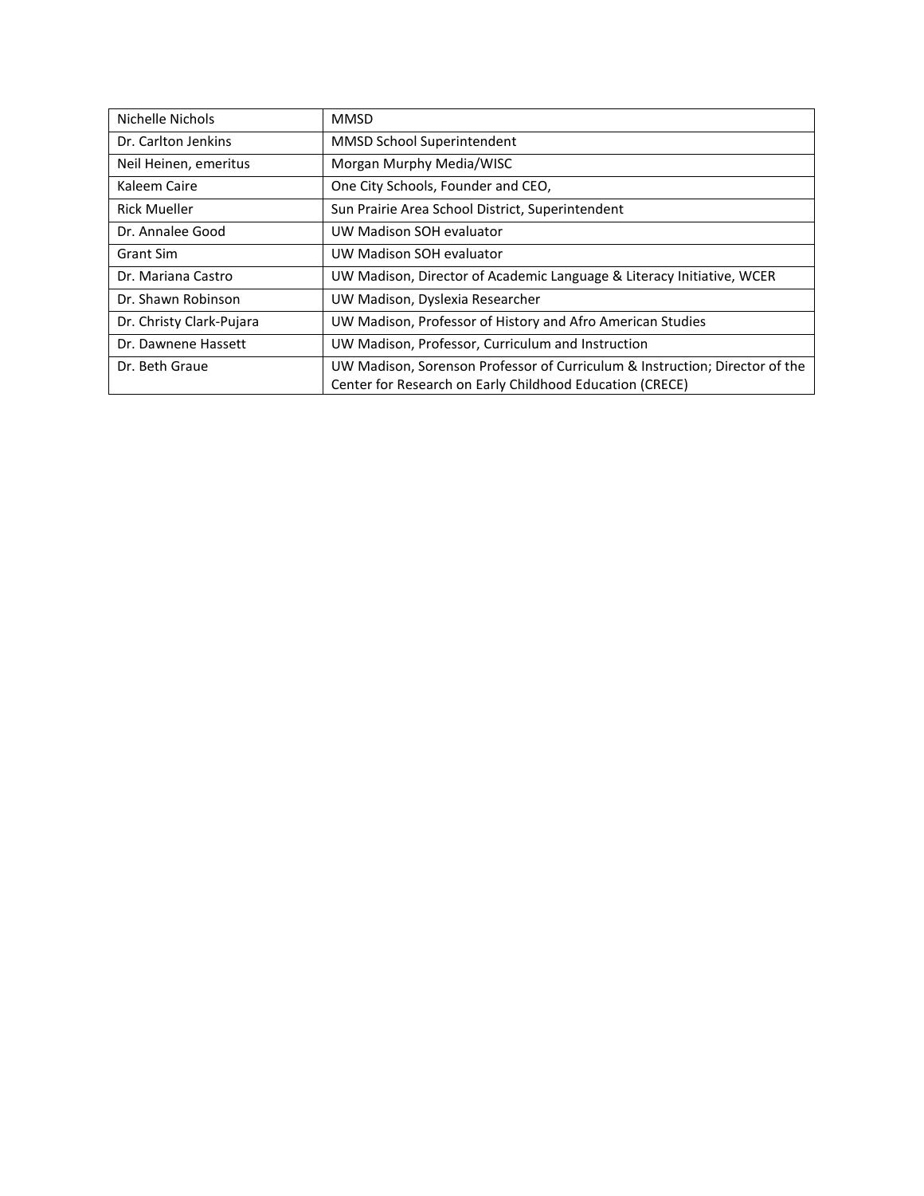| | |
|---|---|
| Nichelle Nichols | MMSD |
| Dr. Carlton Jenkins | MMSD School Superintendent |
| Neil Heinen, emeritus | Morgan Murphy Media/WISC |
| Kaleem Caire | One City Schools, Founder and CEO, |
| Rick Mueller | Sun Prairie Area School District, Superintendent |
| Dr. Annalee Good | UW Madison SOH evaluator |
| Grant Sim | UW Madison SOH evaluator |
| Dr. Mariana Castro | UW Madison, Director of Academic Language & Literacy Initiative, WCER |
| Dr. Shawn Robinson | UW Madison, Dyslexia Researcher |
| Dr. Christy Clark-Pujara | UW Madison, Professor of History and Afro American Studies |
| Dr. Dawnene Hassett | UW Madison, Professor, Curriculum and Instruction |
| Dr. Beth Graue | UW Madison, Sorenson Professor of Curriculum & Instruction; Director of the Center for Research on Early Childhood Education (CRECE) |